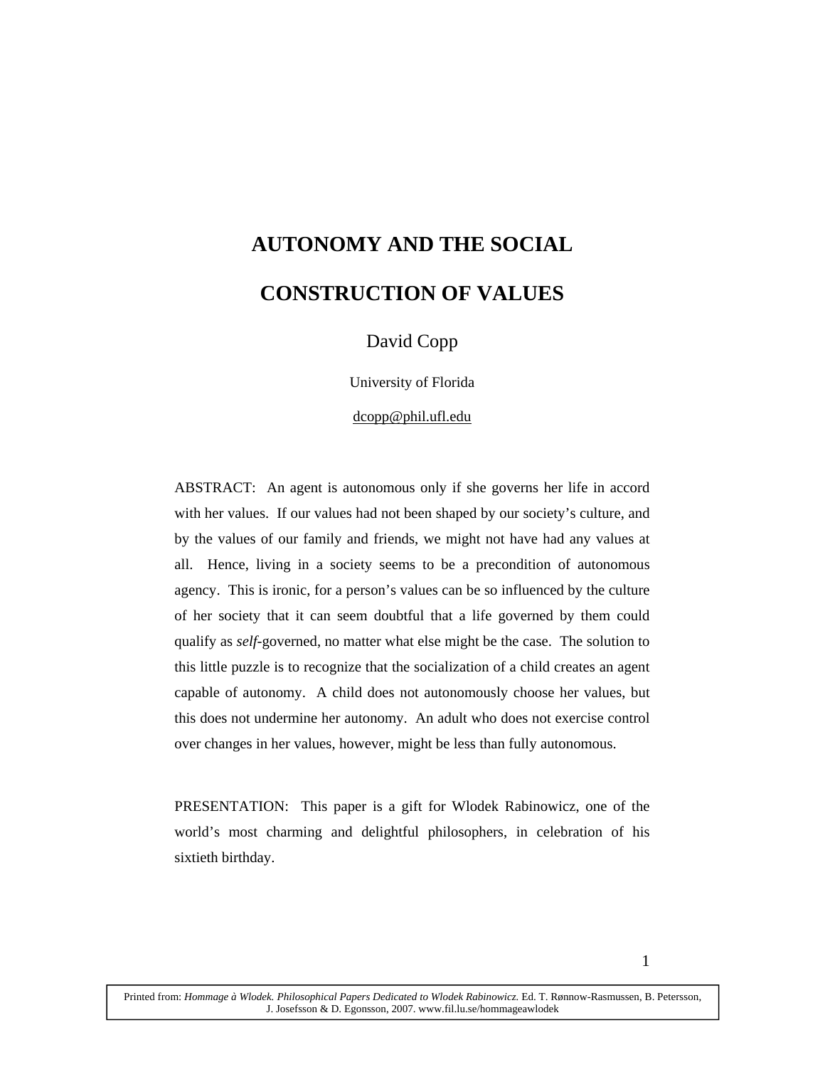# AUTONOMY AND THE SOCIAL CONSTRUCTION OF VALUES

David Copp

University of Florida

dcopp@phil.ufl.edu

ABSTRACT: An agent is autonomous only if she governs her life in accord with her values. If our values had not been shaped by our society's culture, and by the values of our family and friends, we might not have had any values at all. Hence, living in a society seems to be a precondition of autonomous agency. This is ironic, for a person's values can be so influenced by the culture of her society that it can seem doubtful that a life governed by them could qualify as *self*-governed, no matter what else might be the case. The solution to this little puzzle is to recognize that the socialization of a child creates an agent capable of autonomy. A child does not autonomously choose her values, but this does not undermine her autonomy. An adult who does not exercise control over changes in her values, however, might be less than fully autonomous.

PRESENTATION: This paper is a gift for Wlodek Rabinowicz, one of the world's most charming and delightful philosophers, in celebration of his sixtieth birthday.

Printed from: *Hommage à Wlodek. Philosophical Papers Dedicated to Wlodek Rabinowicz.* Ed. T. Rønnow-Rasmussen, B. Petersson, J. Josefsson & D. Egonsson, 2007. www.fil.lu.se/hommageawlodek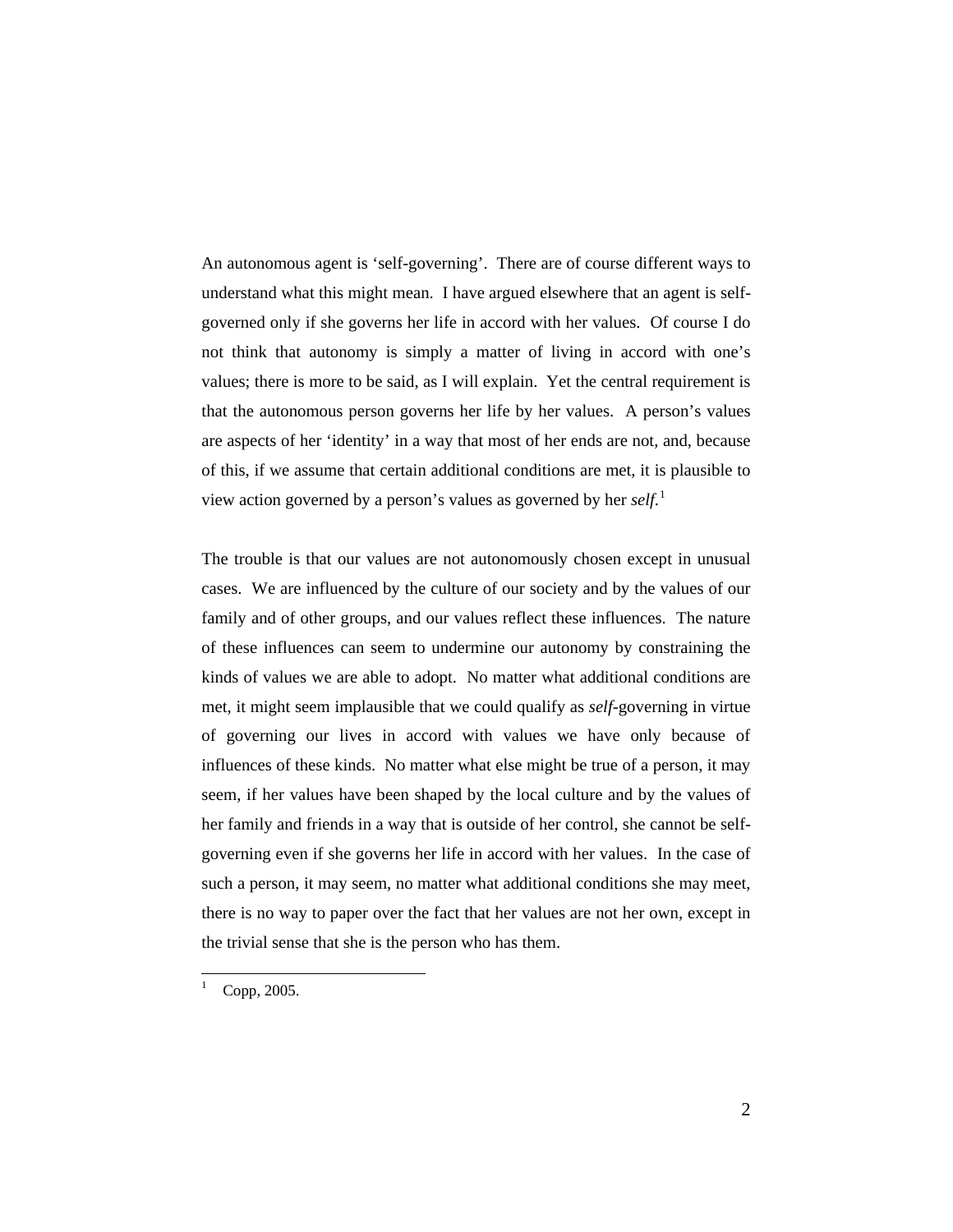An autonomous agent is 'self-governing'. There are of course different ways to understand what this might mean. I have argued elsewhere that an agent is self-governed only if she governs her life in accord with her values. Of course I do not think that autonomy is simply a matter of living in accord with one's values; there is more to be said, as I will explain. Yet the central requirement is that the autonomous person governs her life by her values. A person's values are aspects of her 'identity' in a way that most of her ends are not, and, because of this, if we assume that certain additional conditions are met, it is plausible to view action governed by a person's values as governed by her *self*.[1]

The trouble is that our values are not autonomously chosen except in unusual cases. We are influenced by the culture of our society and by the values of our family and of other groups, and our values reflect these influences. The nature of these influences can seem to undermine our autonomy by constraining the kinds of values we are able to adopt. No matter what additional conditions are met, it might seem implausible that we could qualify as *self*-governing in virtue of governing our lives in accord with values we have only because of influences of these kinds. No matter what else might be true of a person, it may seem, if her values have been shaped by the local culture and by the values of her family and friends in a way that is outside of her control, she cannot be self-governing even if she governs her life in accord with her values. In the case of such a person, it may seem, no matter what additional conditions she may meet, there is no way to paper over the fact that her values are not her own, except in the trivial sense that she is the person who has them.

[1] Copp, 2005.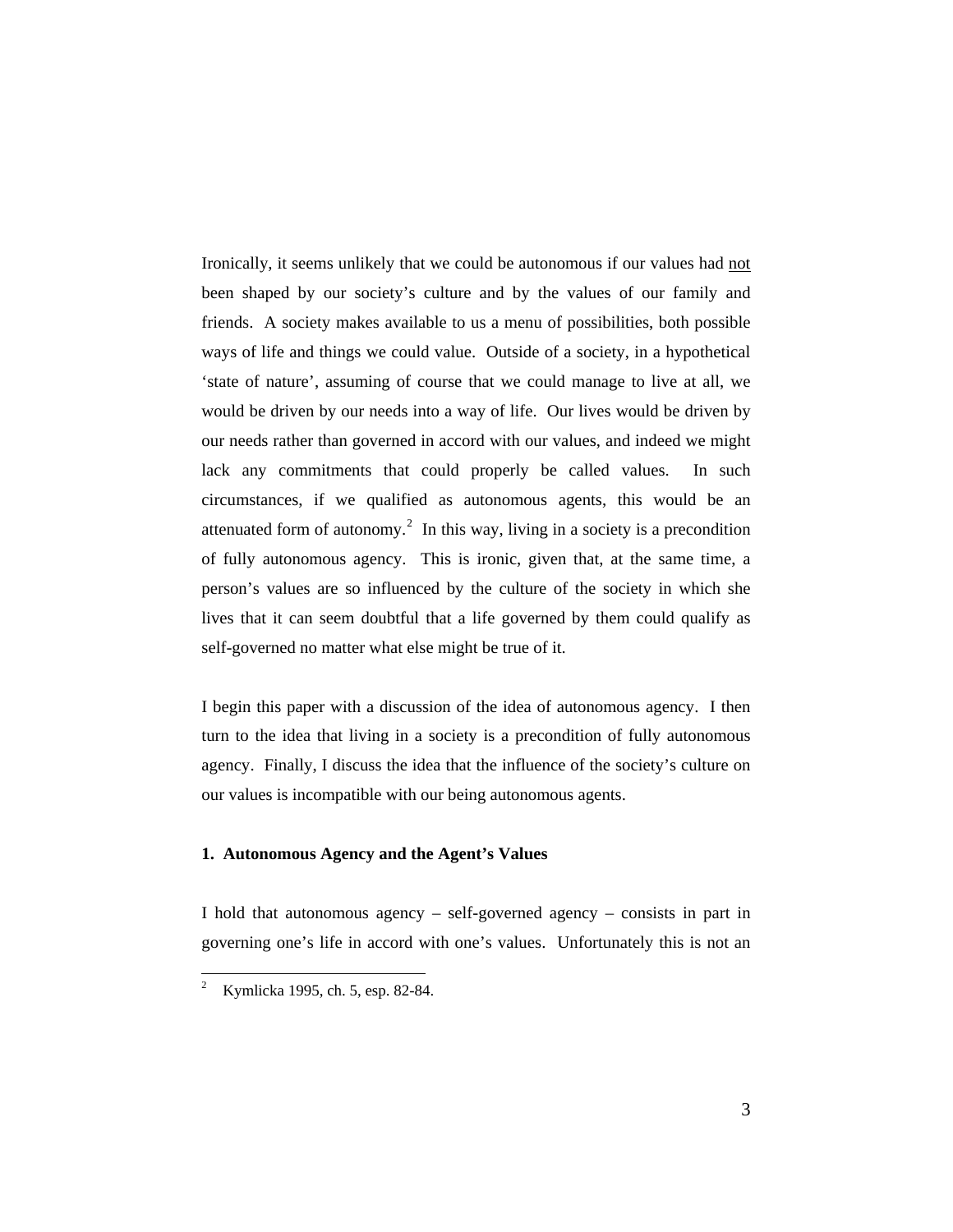Ironically, it seems unlikely that we could be autonomous if our values had <u>not</u> been shaped by our society's culture and by the values of our family and friends. A society makes available to us a menu of possibilities, both possible ways of life and things we could value. Outside of a society, in a hypothetical 'state of nature', assuming of course that we could manage to live at all, we would be driven by our needs into a way of life. Our lives would be driven by our needs rather than governed in accord with our values, and indeed we might lack any commitments that could properly be called values. In such circumstances, if we qualified as autonomous agents, this would be an attenuated form of autonomy.[2] In this way, living in a society is a precondition of fully autonomous agency. This is ironic, given that, at the same time, a person's values are so influenced by the culture of the society in which she lives that it can seem doubtful that a life governed by them could qualify as self-governed no matter what else might be true of it.

I begin this paper with a discussion of the idea of autonomous agency. I then turn to the idea that living in a society is a precondition of fully autonomous agency. Finally, I discuss the idea that the influence of the society's culture on our values is incompatible with our being autonomous agents.

## 1. Autonomous Agency and the Agent's Values

I hold that autonomous agency – self-governed agency – consists in part in governing one's life in accord with one's values. Unfortunately this is not an

[2] Kymlicka 1995, ch. 5, esp. 82-84.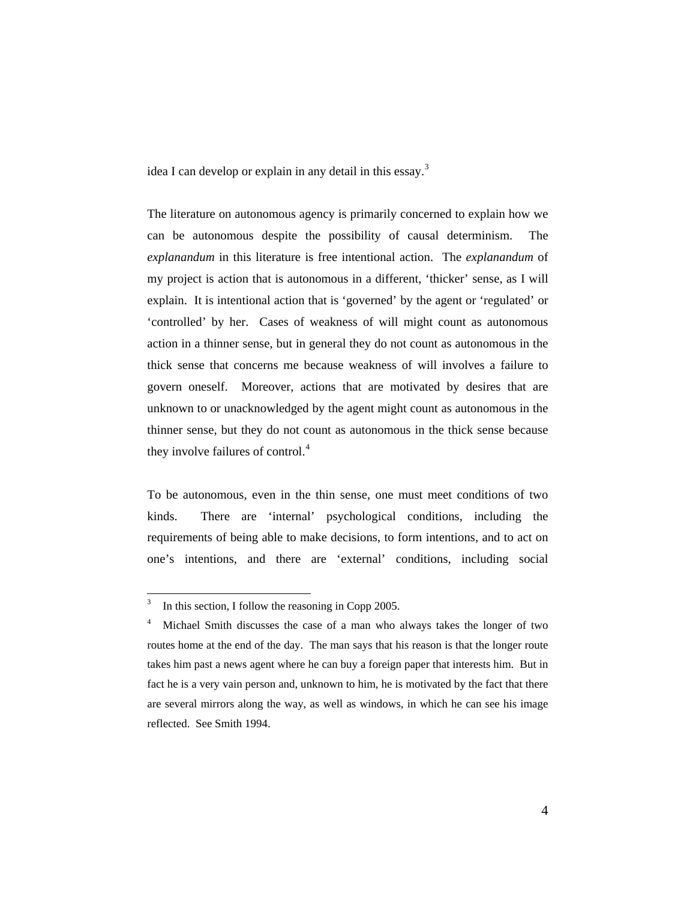idea I can develop or explain in any detail in this essay.[3]

The literature on autonomous agency is primarily concerned to explain how we can be autonomous despite the possibility of causal determinism. The *explanandum* in this literature is free intentional action. The *explanandum* of my project is action that is autonomous in a different, 'thicker' sense, as I will explain. It is intentional action that is 'governed' by the agent or 'regulated' or 'controlled' by her. Cases of weakness of will might count as autonomous action in a thinner sense, but in general they do not count as autonomous in the thick sense that concerns me because weakness of will involves a failure to govern oneself. Moreover, actions that are motivated by desires that are unknown to or unacknowledged by the agent might count as autonomous in the thinner sense, but they do not count as autonomous in the thick sense because they involve failures of control.[4]

To be autonomous, even in the thin sense, one must meet conditions of two kinds. There are 'internal' psychological conditions, including the requirements of being able to make decisions, to form intentions, and to act on one's intentions, and there are 'external' conditions, including social

---

[3] In this section, I follow the reasoning in Copp 2005.

[4] Michael Smith discusses the case of a man who always takes the longer of two routes home at the end of the day. The man says that his reason is that the longer route takes him past a news agent where he can buy a foreign paper that interests him. But in fact he is a very vain person and, unknown to him, he is motivated by the fact that there are several mirrors along the way, as well as windows, in which he can see his image reflected. See Smith 1994.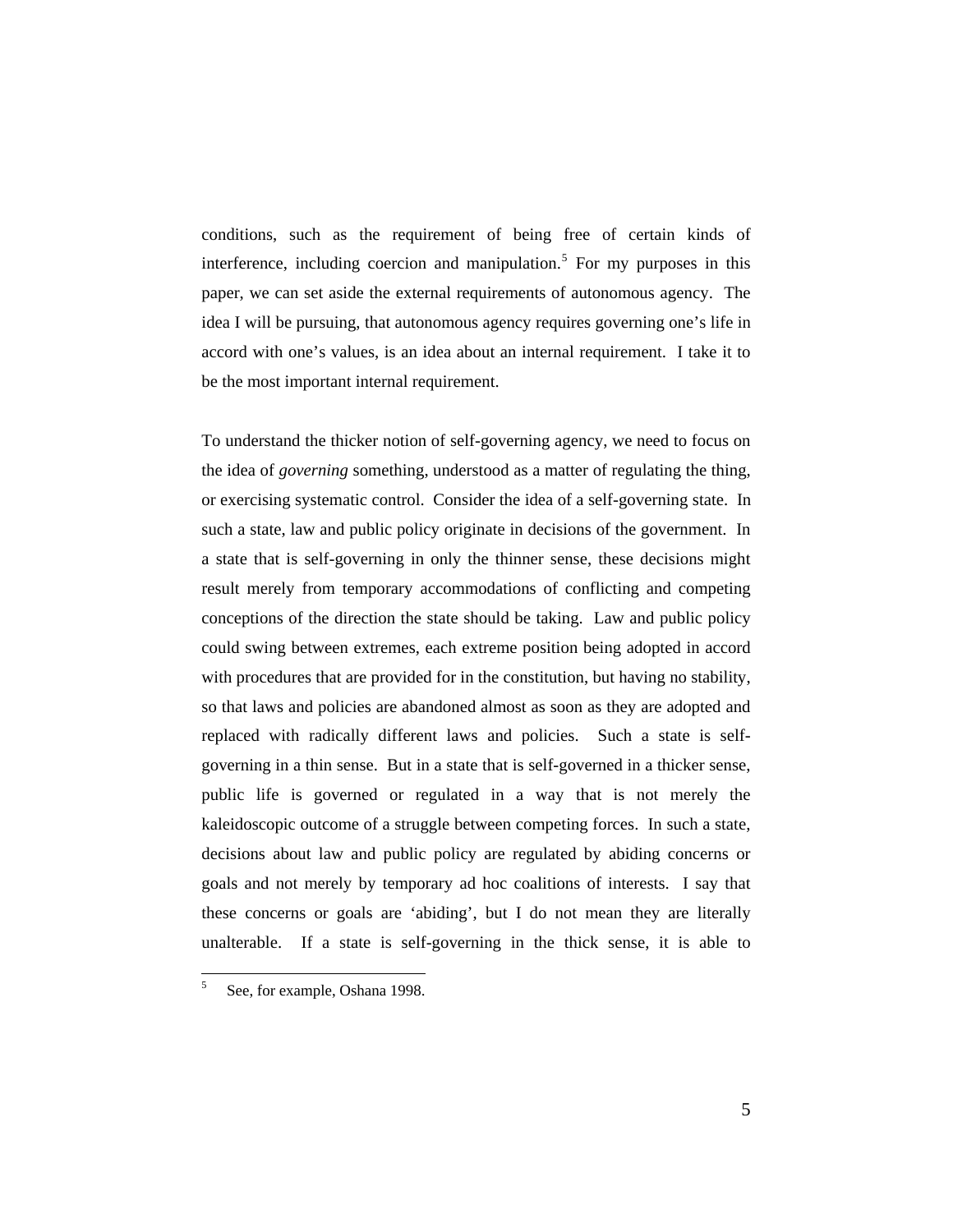conditions, such as the requirement of being free of certain kinds of interference, including coercion and manipulation.[5] For my purposes in this paper, we can set aside the external requirements of autonomous agency. The idea I will be pursuing, that autonomous agency requires governing one's life in accord with one's values, is an idea about an internal requirement. I take it to be the most important internal requirement.

To understand the thicker notion of self-governing agency, we need to focus on the idea of *governing* something, understood as a matter of regulating the thing, or exercising systematic control. Consider the idea of a self-governing state. In such a state, law and public policy originate in decisions of the government. In a state that is self-governing in only the thinner sense, these decisions might result merely from temporary accommodations of conflicting and competing conceptions of the direction the state should be taking. Law and public policy could swing between extremes, each extreme position being adopted in accord with procedures that are provided for in the constitution, but having no stability, so that laws and policies are abandoned almost as soon as they are adopted and replaced with radically different laws and policies. Such a state is self-governing in a thin sense. But in a state that is self-governed in a thicker sense, public life is governed or regulated in a way that is not merely the kaleidoscopic outcome of a struggle between competing forces. In such a state, decisions about law and public policy are regulated by abiding concerns or goals and not merely by temporary ad hoc coalitions of interests. I say that these concerns or goals are 'abiding', but I do not mean they are literally unalterable. If a state is self-governing in the thick sense, it is able to

[5] See, for example, Oshana 1998.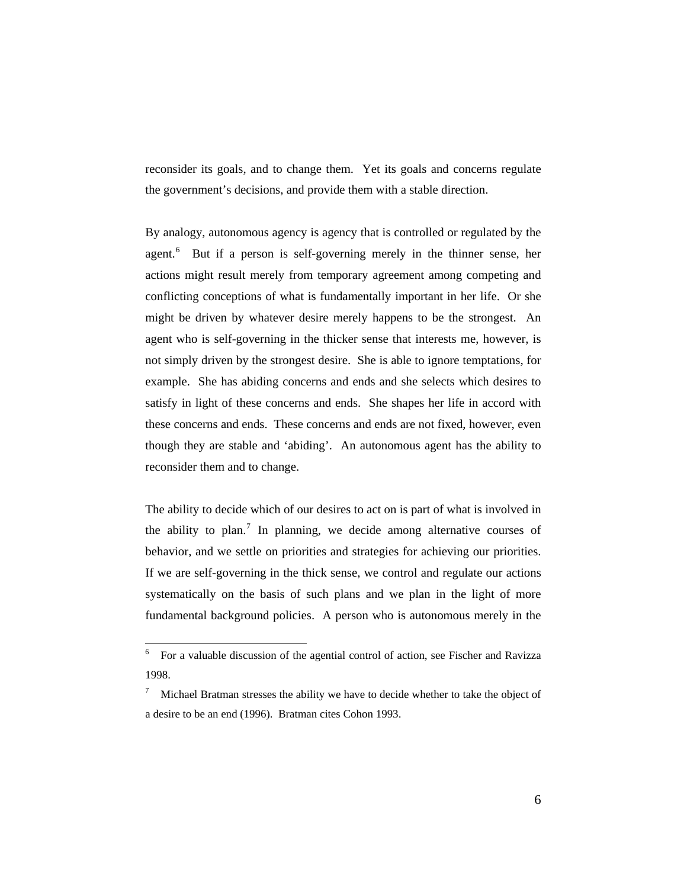reconsider its goals, and to change them. Yet its goals and concerns regulate the government's decisions, and provide them with a stable direction.

By analogy, autonomous agency is agency that is controlled or regulated by the agent.[6] But if a person is self-governing merely in the thinner sense, her actions might result merely from temporary agreement among competing and conflicting conceptions of what is fundamentally important in her life. Or she might be driven by whatever desire merely happens to be the strongest. An agent who is self-governing in the thicker sense that interests me, however, is not simply driven by the strongest desire. She is able to ignore temptations, for example. She has abiding concerns and ends and she selects which desires to satisfy in light of these concerns and ends. She shapes her life in accord with these concerns and ends. These concerns and ends are not fixed, however, even though they are stable and 'abiding'. An autonomous agent has the ability to reconsider them and to change.

The ability to decide which of our desires to act on is part of what is involved in the ability to plan.[7] In planning, we decide among alternative courses of behavior, and we settle on priorities and strategies for achieving our priorities. If we are self-governing in the thick sense, we control and regulate our actions systematically on the basis of such plans and we plan in the light of more fundamental background policies. A person who is autonomous merely in the

---

[6] For a valuable discussion of the agential control of action, see Fischer and Ravizza 1998.

[7] Michael Bratman stresses the ability we have to decide whether to take the object of a desire to be an end (1996). Bratman cites Cohon 1993.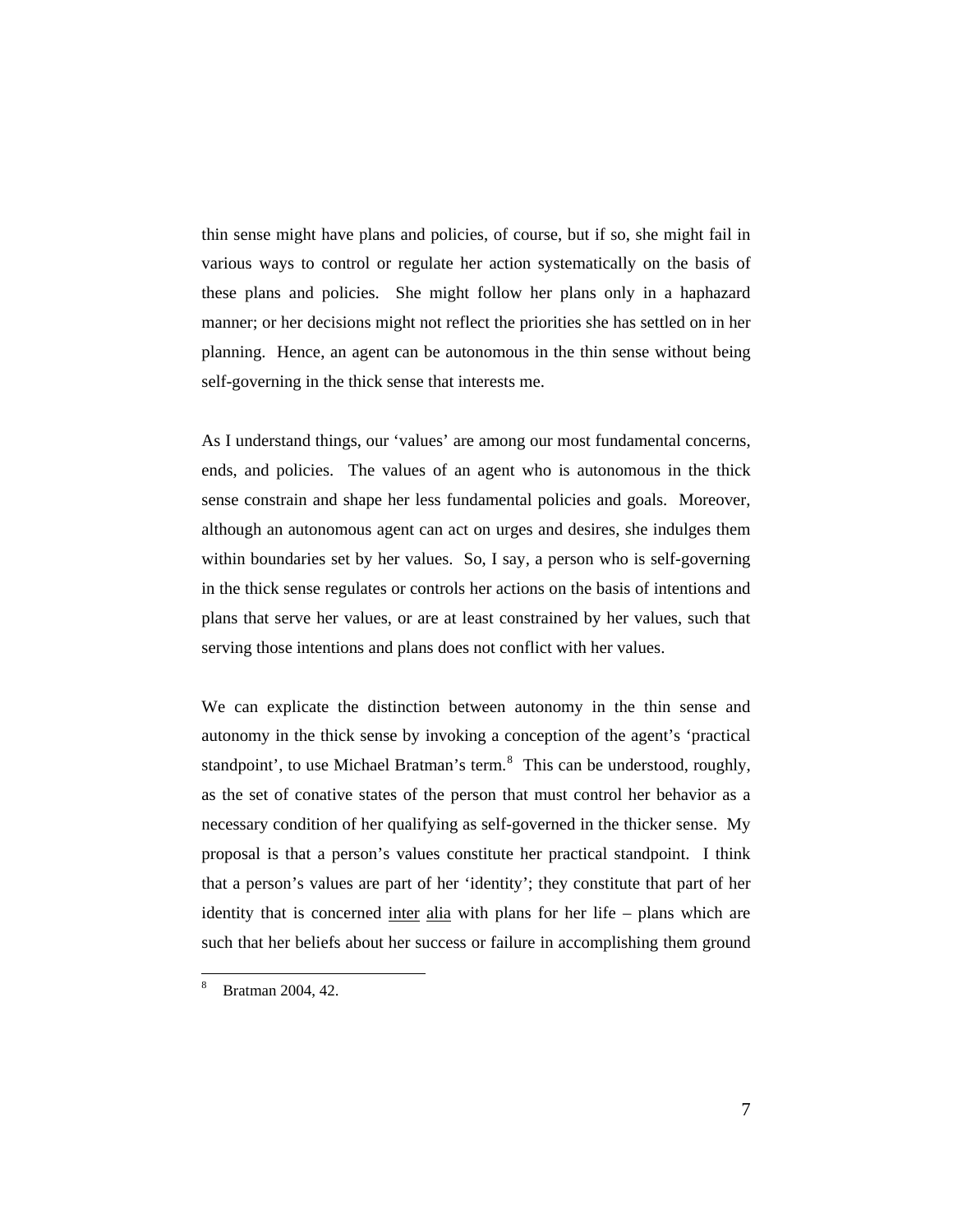thin sense might have plans and policies, of course, but if so, she might fail in various ways to control or regulate her action systematically on the basis of these plans and policies. She might follow her plans only in a haphazard manner; or her decisions might not reflect the priorities she has settled on in her planning. Hence, an agent can be autonomous in the thin sense without being self-governing in the thick sense that interests me.

As I understand things, our 'values' are among our most fundamental concerns, ends, and policies. The values of an agent who is autonomous in the thick sense constrain and shape her less fundamental policies and goals. Moreover, although an autonomous agent can act on urges and desires, she indulges them within boundaries set by her values. So, I say, a person who is self-governing in the thick sense regulates or controls her actions on the basis of intentions and plans that serve her values, or are at least constrained by her values, such that serving those intentions and plans does not conflict with her values.

We can explicate the distinction between autonomy in the thin sense and autonomy in the thick sense by invoking a conception of the agent's 'practical standpoint', to use Michael Bratman's term.[8] This can be understood, roughly, as the set of conative states of the person that must control her behavior as a necessary condition of her qualifying as self-governed in the thicker sense. My proposal is that a person's values constitute her practical standpoint. I think that a person's values are part of her 'identity'; they constitute that part of her identity that is concerned *inter alia* with plans for her life – plans which are such that her beliefs about her success or failure in accomplishing them ground

[8] Bratman 2004, 42.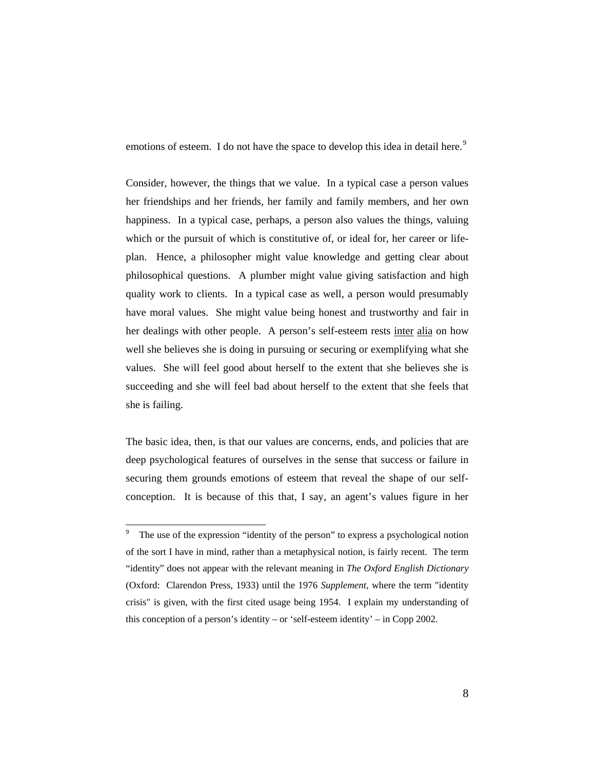emotions of esteem. I do not have the space to develop this idea in detail here.[9]

Consider, however, the things that we value. In a typical case a person values her friendships and her friends, her family and family members, and her own happiness. In a typical case, perhaps, a person also values the things, valuing which or the pursuit of which is constitutive of, or ideal for, her career or life-plan. Hence, a philosopher might value knowledge and getting clear about philosophical questions. A plumber might value giving satisfaction and high quality work to clients. In a typical case as well, a person would presumably have moral values. She might value being honest and trustworthy and fair in her dealings with other people. A person's self-esteem rests inter alia on how well she believes she is doing in pursuing or securing or exemplifying what she values. She will feel good about herself to the extent that she believes she is succeeding and she will feel bad about herself to the extent that she feels that she is failing.

The basic idea, then, is that our values are concerns, ends, and policies that are deep psychological features of ourselves in the sense that success or failure in securing them grounds emotions of esteem that reveal the shape of our self-conception. It is because of this that, I say, an agent's values figure in her

---

[9] The use of the expression "identity of the person" to express a psychological notion of the sort I have in mind, rather than a metaphysical notion, is fairly recent. The term "identity" does not appear with the relevant meaning in *The Oxford English Dictionary* (Oxford: Clarendon Press, 1933) until the 1976 *Supplement*, where the term "identity crisis" is given, with the first cited usage being 1954. I explain my understanding of this conception of a person's identity – or 'self-esteem identity' – in Copp 2002.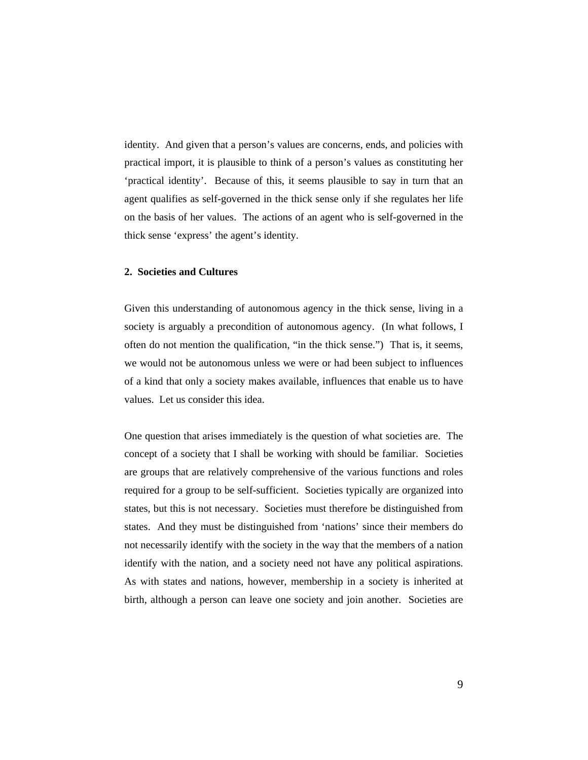identity. And given that a person's values are concerns, ends, and policies with practical import, it is plausible to think of a person's values as constituting her 'practical identity'. Because of this, it seems plausible to say in turn that an agent qualifies as self-governed in the thick sense only if she regulates her life on the basis of her values. The actions of an agent who is self-governed in the thick sense 'express' the agent's identity.

## 2. Societies and Cultures

Given this understanding of autonomous agency in the thick sense, living in a society is arguably a precondition of autonomous agency. (In what follows, I often do not mention the qualification, "in the thick sense.") That is, it seems, we would not be autonomous unless we were or had been subject to influences of a kind that only a society makes available, influences that enable us to have values. Let us consider this idea.

One question that arises immediately is the question of what societies are. The concept of a society that I shall be working with should be familiar. Societies are groups that are relatively comprehensive of the various functions and roles required for a group to be self-sufficient. Societies typically are organized into states, but this is not necessary. Societies must therefore be distinguished from states. And they must be distinguished from 'nations' since their members do not necessarily identify with the society in the way that the members of a nation identify with the nation, and a society need not have any political aspirations. As with states and nations, however, membership in a society is inherited at birth, although a person can leave one society and join another. Societies are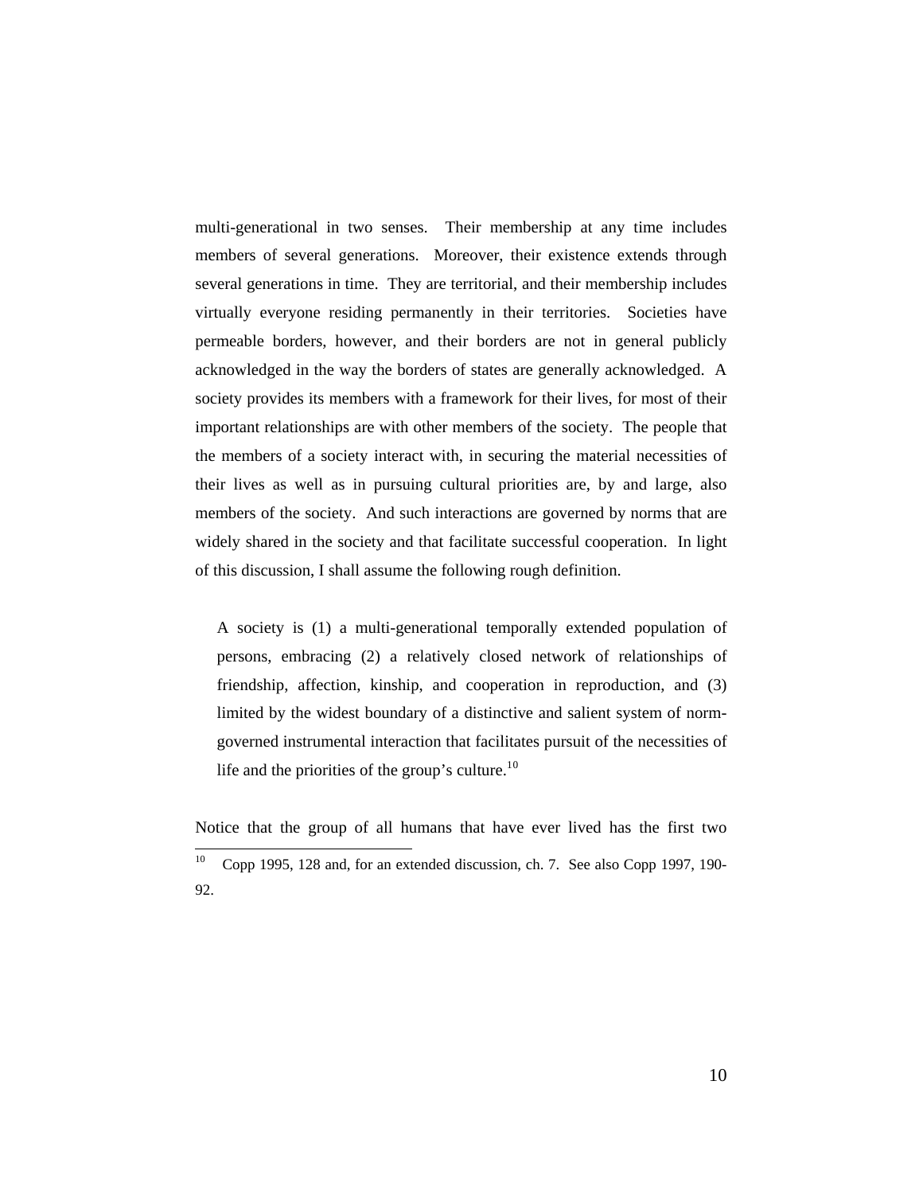multi-generational in two senses. Their membership at any time includes members of several generations. Moreover, their existence extends through several generations in time. They are territorial, and their membership includes virtually everyone residing permanently in their territories. Societies have permeable borders, however, and their borders are not in general publicly acknowledged in the way the borders of states are generally acknowledged. A society provides its members with a framework for their lives, for most of their important relationships are with other members of the society. The people that the members of a society interact with, in securing the material necessities of their lives as well as in pursuing cultural priorities are, by and large, also members of the society. And such interactions are governed by norms that are widely shared in the society and that facilitate successful cooperation. In light of this discussion, I shall assume the following rough definition.

> A society is (1) a multi-generational temporally extended population of persons, embracing (2) a relatively closed network of relationships of friendship, affection, kinship, and cooperation in reproduction, and (3) limited by the widest boundary of a distinctive and salient system of norm-governed instrumental interaction that facilitates pursuit of the necessities of life and the priorities of the group's culture.[10]

Notice that the group of all humans that have ever lived has the first two

---

[10] Copp 1995, 128 and, for an extended discussion, ch. 7. See also Copp 1997, 190-92.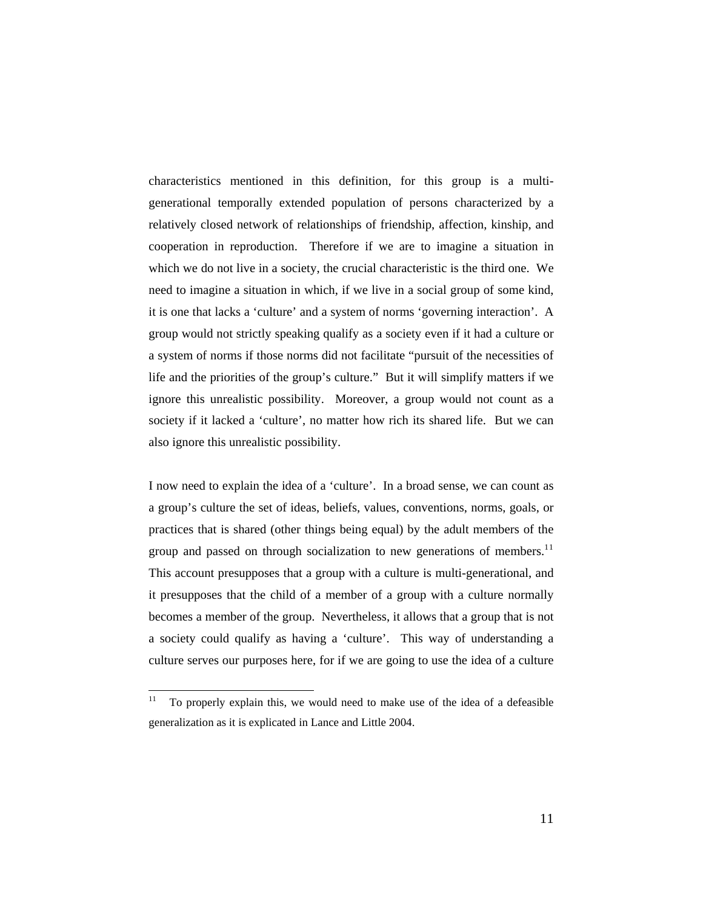characteristics mentioned in this definition, for this group is a multi-generational temporally extended population of persons characterized by a relatively closed network of relationships of friendship, affection, kinship, and cooperation in reproduction. Therefore if we are to imagine a situation in which we do not live in a society, the crucial characteristic is the third one. We need to imagine a situation in which, if we live in a social group of some kind, it is one that lacks a 'culture' and a system of norms 'governing interaction'. A group would not strictly speaking qualify as a society even if it had a culture or a system of norms if those norms did not facilitate "pursuit of the necessities of life and the priorities of the group's culture." But it will simplify matters if we ignore this unrealistic possibility. Moreover, a group would not count as a society if it lacked a 'culture', no matter how rich its shared life. But we can also ignore this unrealistic possibility.

I now need to explain the idea of a 'culture'. In a broad sense, we can count as a group's culture the set of ideas, beliefs, values, conventions, norms, goals, or practices that is shared (other things being equal) by the adult members of the group and passed on through socialization to new generations of members.[11] This account presupposes that a group with a culture is multi-generational, and it presupposes that the child of a member of a group with a culture normally becomes a member of the group. Nevertheless, it allows that a group that is not a society could qualify as having a 'culture'. This way of understanding a culture serves our purposes here, for if we are going to use the idea of a culture

[11] To properly explain this, we would need to make use of the idea of a defeasible generalization as it is explicated in Lance and Little 2004.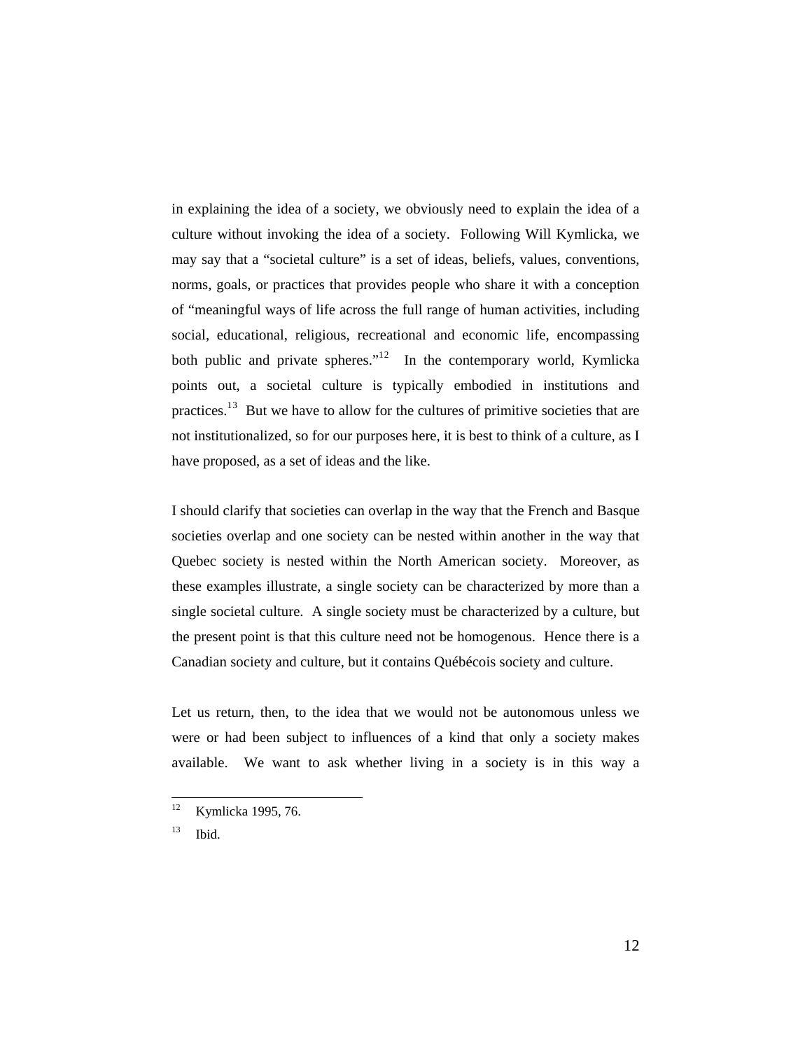in explaining the idea of a society, we obviously need to explain the idea of a culture without invoking the idea of a society. Following Will Kymlicka, we may say that a "societal culture" is a set of ideas, beliefs, values, conventions, norms, goals, or practices that provides people who share it with a conception of "meaningful ways of life across the full range of human activities, including social, educational, religious, recreational and economic life, encompassing both public and private spheres."[12] In the contemporary world, Kymlicka points out, a societal culture is typically embodied in institutions and practices.[13] But we have to allow for the cultures of primitive societies that are not institutionalized, so for our purposes here, it is best to think of a culture, as I have proposed, as a set of ideas and the like.

I should clarify that societies can overlap in the way that the French and Basque societies overlap and one society can be nested within another in the way that Quebec society is nested within the North American society. Moreover, as these examples illustrate, a single society can be characterized by more than a single societal culture. A single society must be characterized by a culture, but the present point is that this culture need not be homogenous. Hence there is a Canadian society and culture, but it contains Québécois society and culture.

Let us return, then, to the idea that we would not be autonomous unless we were or had been subject to influences of a kind that only a society makes available. We want to ask whether living in a society is in this way a

---

[12] Kymlicka 1995, 76.

[13] Ibid.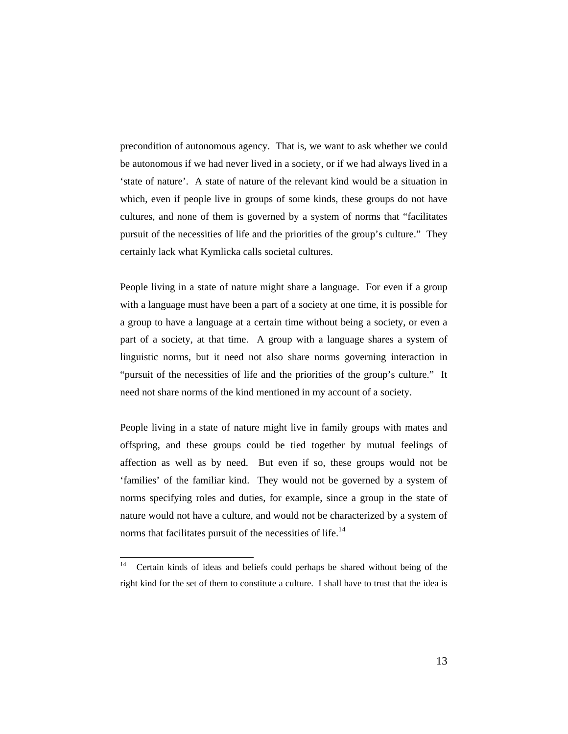precondition of autonomous agency. That is, we want to ask whether we could be autonomous if we had never lived in a society, or if we had always lived in a 'state of nature'. A state of nature of the relevant kind would be a situation in which, even if people live in groups of some kinds, these groups do not have cultures, and none of them is governed by a system of norms that "facilitates pursuit of the necessities of life and the priorities of the group's culture." They certainly lack what Kymlicka calls societal cultures.

People living in a state of nature might share a language. For even if a group with a language must have been a part of a society at one time, it is possible for a group to have a language at a certain time without being a society, or even a part of a society, at that time. A group with a language shares a system of linguistic norms, but it need not also share norms governing interaction in "pursuit of the necessities of life and the priorities of the group's culture." It need not share norms of the kind mentioned in my account of a society.

People living in a state of nature might live in family groups with mates and offspring, and these groups could be tied together by mutual feelings of affection as well as by need. But even if so, these groups would not be 'families' of the familiar kind. They would not be governed by a system of norms specifying roles and duties, for example, since a group in the state of nature would not have a culture, and would not be characterized by a system of norms that facilitates pursuit of the necessities of life.[14]

---

[14] Certain kinds of ideas and beliefs could perhaps be shared without being of the right kind for the set of them to constitute a culture. I shall have to trust that the idea is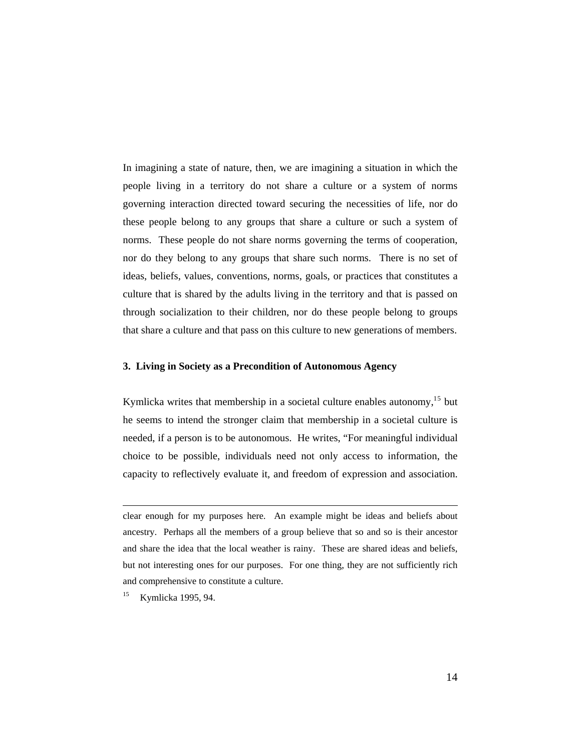In imagining a state of nature, then, we are imagining a situation in which the people living in a territory do not share a culture or a system of norms governing interaction directed toward securing the necessities of life, nor do these people belong to any groups that share a culture or such a system of norms. These people do not share norms governing the terms of cooperation, nor do they belong to any groups that share such norms. There is no set of ideas, beliefs, values, conventions, norms, goals, or practices that constitutes a culture that is shared by the adults living in the territory and that is passed on through socialization to their children, nor do these people belong to groups that share a culture and that pass on this culture to new generations of members.

### 3. Living in Society as a Precondition of Autonomous Agency

Kymlicka writes that membership in a societal culture enables autonomy,[15] but he seems to intend the stronger claim that membership in a societal culture is needed, if a person is to be autonomous. He writes, "For meaningful individual choice to be possible, individuals need not only access to information, the capacity to reflectively evaluate it, and freedom of expression and association.

---

clear enough for my purposes here. An example might be ideas and beliefs about ancestry. Perhaps all the members of a group believe that so and so is their ancestor and share the idea that the local weather is rainy. These are shared ideas and beliefs, but not interesting ones for our purposes. For one thing, they are not sufficiently rich and comprehensive to constitute a culture.

[15] Kymlicka 1995, 94.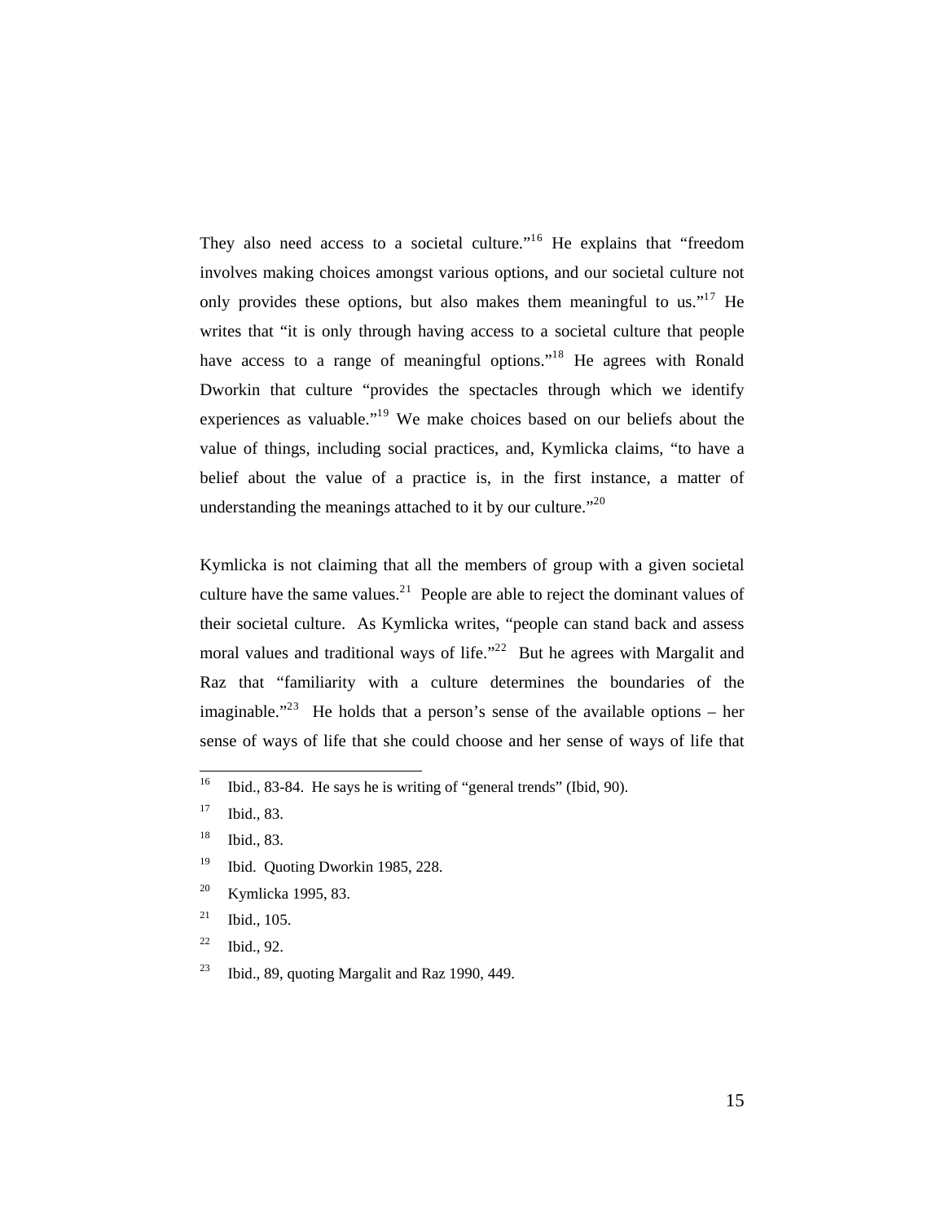They also need access to a societal culture."[16] He explains that "freedom involves making choices amongst various options, and our societal culture not only provides these options, but also makes them meaningful to us."[17] He writes that "it is only through having access to a societal culture that people have access to a range of meaningful options."[18] He agrees with Ronald Dworkin that culture "provides the spectacles through which we identify experiences as valuable."[19] We make choices based on our beliefs about the value of things, including social practices, and, Kymlicka claims, "to have a belief about the value of a practice is, in the first instance, a matter of understanding the meanings attached to it by our culture."[20]

Kymlicka is not claiming that all the members of group with a given societal culture have the same values.[21] People are able to reject the dominant values of their societal culture. As Kymlicka writes, "people can stand back and assess moral values and traditional ways of life."[22] But he agrees with Margalit and Raz that "familiarity with a culture determines the boundaries of the imaginable."[23] He holds that a person's sense of the available options – her sense of ways of life that she could choose and her sense of ways of life that

---

[16] Ibid., 83-84. He says he is writing of "general trends" (Ibid, 90).

[17] Ibid., 83.

[18] Ibid., 83.

[19] Ibid. Quoting Dworkin 1985, 228.

[20] Kymlicka 1995, 83.

[21] Ibid., 105.

[22] Ibid., 92.

[23] Ibid., 89, quoting Margalit and Raz 1990, 449.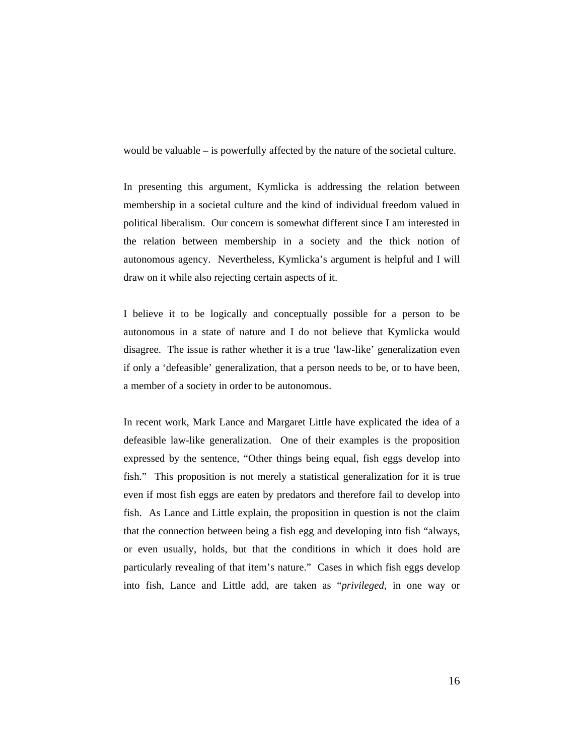would be valuable – is powerfully affected by the nature of the societal culture.

In presenting this argument, Kymlicka is addressing the relation between membership in a societal culture and the kind of individual freedom valued in political liberalism. Our concern is somewhat different since I am interested in the relation between membership in a society and the thick notion of autonomous agency. Nevertheless, Kymlicka's argument is helpful and I will draw on it while also rejecting certain aspects of it.

I believe it to be logically and conceptually possible for a person to be autonomous in a state of nature and I do not believe that Kymlicka would disagree. The issue is rather whether it is a true 'law-like' generalization even if only a 'defeasible' generalization, that a person needs to be, or to have been, a member of a society in order to be autonomous.

In recent work, Mark Lance and Margaret Little have explicated the idea of a defeasible law-like generalization. One of their examples is the proposition expressed by the sentence, "Other things being equal, fish eggs develop into fish." This proposition is not merely a statistical generalization for it is true even if most fish eggs are eaten by predators and therefore fail to develop into fish. As Lance and Little explain, the proposition in question is not the claim that the connection between being a fish egg and developing into fish "always, or even usually, holds, but that the conditions in which it does hold are particularly revealing of that item's nature." Cases in which fish eggs develop into fish, Lance and Little add, are taken as "*privileged*, in one way or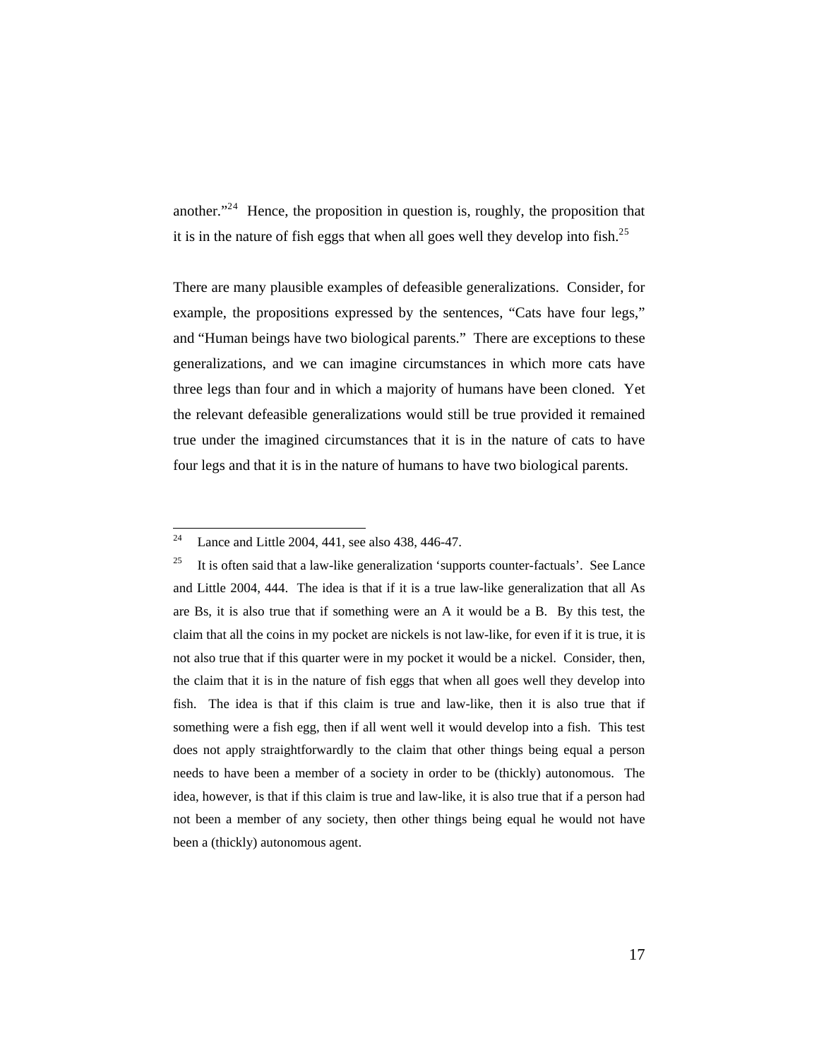another."[24] Hence, the proposition in question is, roughly, the proposition that it is in the nature of fish eggs that when all goes well they develop into fish.[25]

There are many plausible examples of defeasible generalizations. Consider, for example, the propositions expressed by the sentences, "Cats have four legs," and "Human beings have two biological parents." There are exceptions to these generalizations, and we can imagine circumstances in which more cats have three legs than four and in which a majority of humans have been cloned. Yet the relevant defeasible generalizations would still be true provided it remained true under the imagined circumstances that it is in the nature of cats to have four legs and that it is in the nature of humans to have two biological parents.

---

[24] Lance and Little 2004, 441, see also 438, 446-47.

[25] It is often said that a law-like generalization 'supports counter-factuals'. See Lance and Little 2004, 444. The idea is that if it is a true law-like generalization that all As are Bs, it is also true that if something were an A it would be a B. By this test, the claim that all the coins in my pocket are nickels is not law-like, for even if it is true, it is not also true that if this quarter were in my pocket it would be a nickel. Consider, then, the claim that it is in the nature of fish eggs that when all goes well they develop into fish. The idea is that if this claim is true and law-like, then it is also true that if something were a fish egg, then if all went well it would develop into a fish. This test does not apply straightforwardly to the claim that other things being equal a person needs to have been a member of a society in order to be (thickly) autonomous. The idea, however, is that if this claim is true and law-like, it is also true that if a person had not been a member of any society, then other things being equal he would not have been a (thickly) autonomous agent.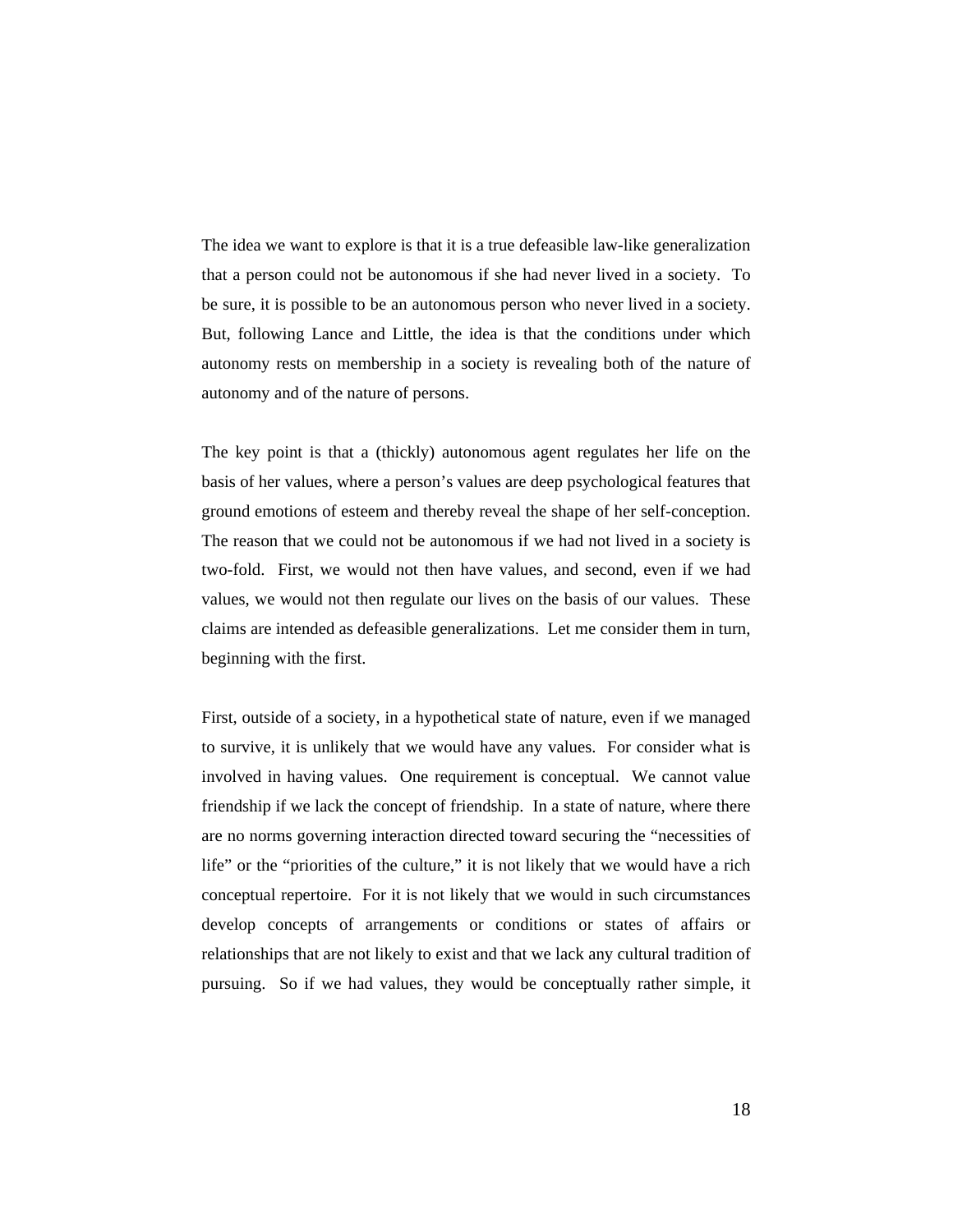The idea we want to explore is that it is a true defeasible law-like generalization that a person could not be autonomous if she had never lived in a society. To be sure, it is possible to be an autonomous person who never lived in a society. But, following Lance and Little, the idea is that the conditions under which autonomy rests on membership in a society is revealing both of the nature of autonomy and of the nature of persons.

The key point is that a (thickly) autonomous agent regulates her life on the basis of her values, where a person's values are deep psychological features that ground emotions of esteem and thereby reveal the shape of her self-conception. The reason that we could not be autonomous if we had not lived in a society is two-fold. First, we would not then have values, and second, even if we had values, we would not then regulate our lives on the basis of our values. These claims are intended as defeasible generalizations. Let me consider them in turn, beginning with the first.

First, outside of a society, in a hypothetical state of nature, even if we managed to survive, it is unlikely that we would have any values. For consider what is involved in having values. One requirement is conceptual. We cannot value friendship if we lack the concept of friendship. In a state of nature, where there are no norms governing interaction directed toward securing the "necessities of life" or the "priorities of the culture," it is not likely that we would have a rich conceptual repertoire. For it is not likely that we would in such circumstances develop concepts of arrangements or conditions or states of affairs or relationships that are not likely to exist and that we lack any cultural tradition of pursuing. So if we had values, they would be conceptually rather simple, it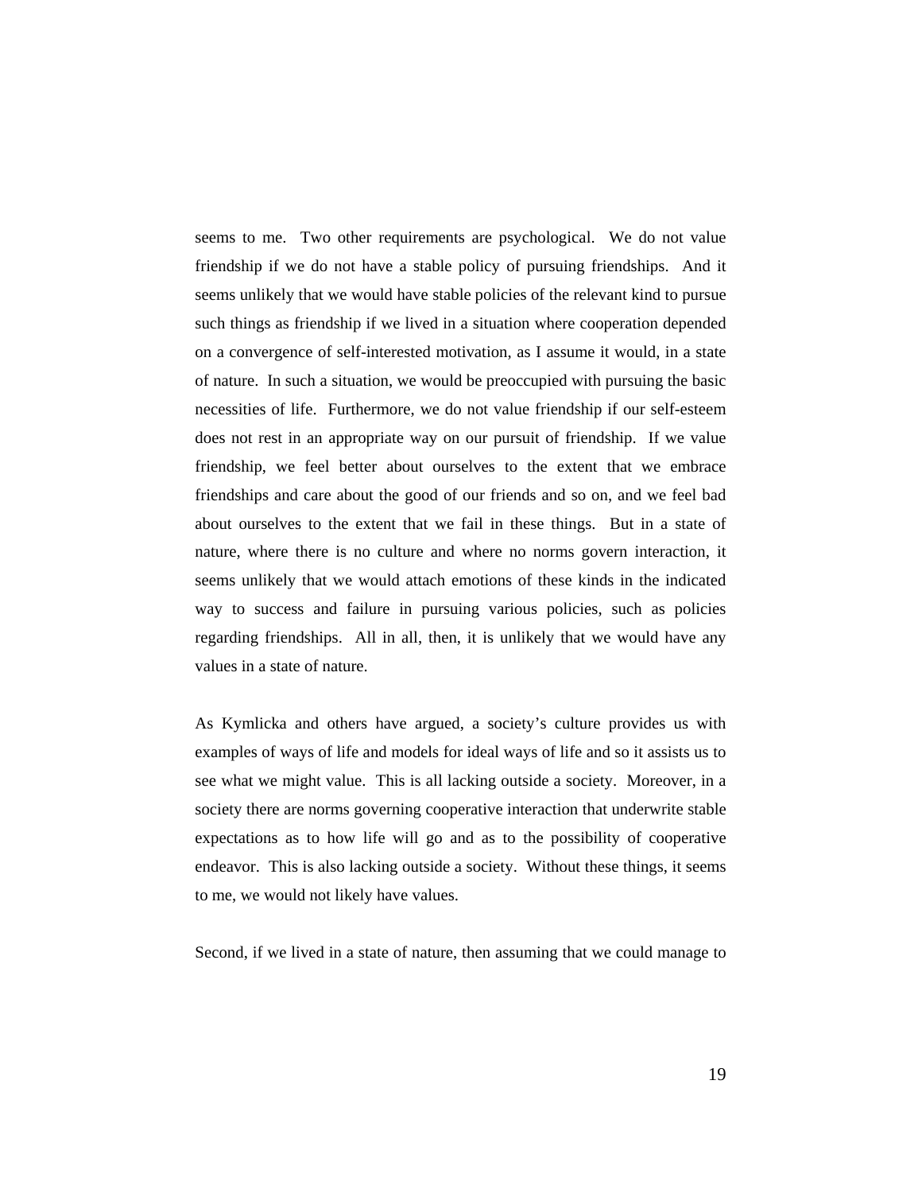seems to me. Two other requirements are psychological. We do not value friendship if we do not have a stable policy of pursuing friendships. And it seems unlikely that we would have stable policies of the relevant kind to pursue such things as friendship if we lived in a situation where cooperation depended on a convergence of self-interested motivation, as I assume it would, in a state of nature. In such a situation, we would be preoccupied with pursuing the basic necessities of life. Furthermore, we do not value friendship if our self-esteem does not rest in an appropriate way on our pursuit of friendship. If we value friendship, we feel better about ourselves to the extent that we embrace friendships and care about the good of our friends and so on, and we feel bad about ourselves to the extent that we fail in these things. But in a state of nature, where there is no culture and where no norms govern interaction, it seems unlikely that we would attach emotions of these kinds in the indicated way to success and failure in pursuing various policies, such as policies regarding friendships. All in all, then, it is unlikely that we would have any values in a state of nature.

As Kymlicka and others have argued, a society's culture provides us with examples of ways of life and models for ideal ways of life and so it assists us to see what we might value. This is all lacking outside a society. Moreover, in a society there are norms governing cooperative interaction that underwrite stable expectations as to how life will go and as to the possibility of cooperative endeavor. This is also lacking outside a society. Without these things, it seems to me, we would not likely have values.

Second, if we lived in a state of nature, then assuming that we could manage to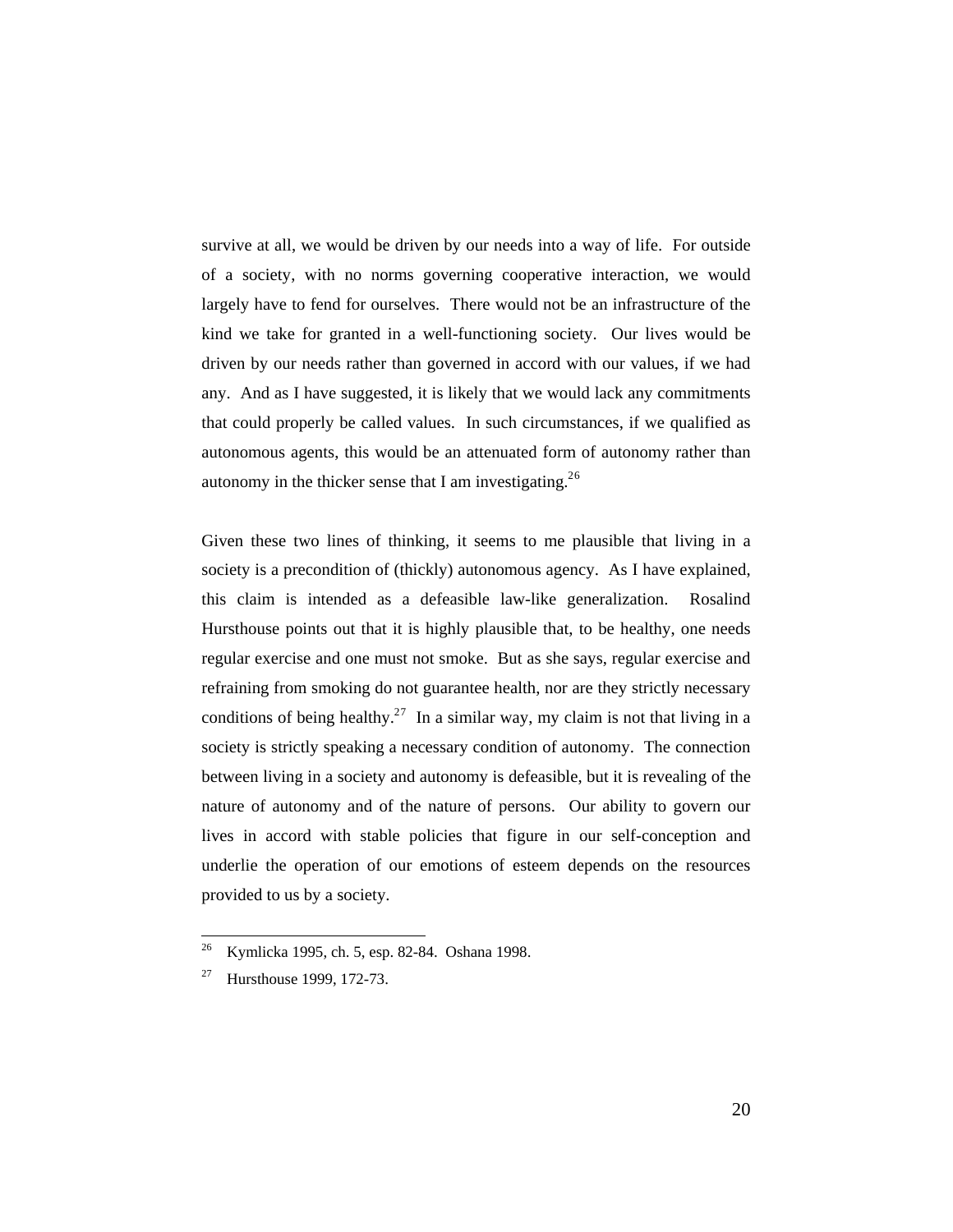survive at all, we would be driven by our needs into a way of life. For outside of a society, with no norms governing cooperative interaction, we would largely have to fend for ourselves. There would not be an infrastructure of the kind we take for granted in a well-functioning society. Our lives would be driven by our needs rather than governed in accord with our values, if we had any. And as I have suggested, it is likely that we would lack any commitments that could properly be called values. In such circumstances, if we qualified as autonomous agents, this would be an attenuated form of autonomy rather than autonomy in the thicker sense that I am investigating.[26]

Given these two lines of thinking, it seems to me plausible that living in a society is a precondition of (thickly) autonomous agency. As I have explained, this claim is intended as a defeasible law-like generalization. Rosalind Hursthouse points out that it is highly plausible that, to be healthy, one needs regular exercise and one must not smoke. But as she says, regular exercise and refraining from smoking do not guarantee health, nor are they strictly necessary conditions of being healthy.[27] In a similar way, my claim is not that living in a society is strictly speaking a necessary condition of autonomy. The connection between living in a society and autonomy is defeasible, but it is revealing of the nature of autonomy and of the nature of persons. Our ability to govern our lives in accord with stable policies that figure in our self-conception and underlie the operation of our emotions of esteem depends on the resources provided to us by a society.

---

[26] Kymlicka 1995, ch. 5, esp. 82-84. Oshana 1998.

[27] Hursthouse 1999, 172-73.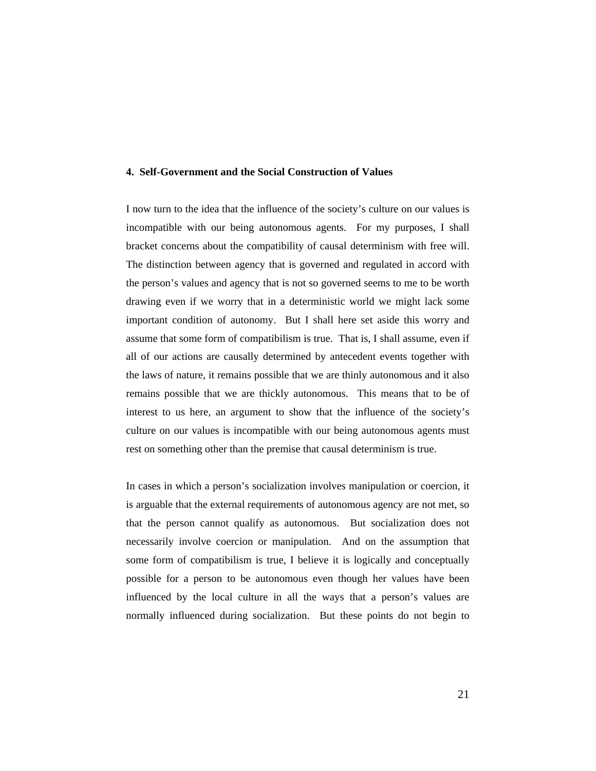**4. Self-Government and the Social Construction of Values**

I now turn to the idea that the influence of the society's culture on our values is incompatible with our being autonomous agents. For my purposes, I shall bracket concerns about the compatibility of causal determinism with free will. The distinction between agency that is governed and regulated in accord with the person's values and agency that is not so governed seems to me to be worth drawing even if we worry that in a deterministic world we might lack some important condition of autonomy. But I shall here set aside this worry and assume that some form of compatibilism is true. That is, I shall assume, even if all of our actions are causally determined by antecedent events together with the laws of nature, it remains possible that we are thinly autonomous and it also remains possible that we are thickly autonomous. This means that to be of interest to us here, an argument to show that the influence of the society's culture on our values is incompatible with our being autonomous agents must rest on something other than the premise that causal determinism is true.

In cases in which a person's socialization involves manipulation or coercion, it is arguable that the external requirements of autonomous agency are not met, so that the person cannot qualify as autonomous. But socialization does not necessarily involve coercion or manipulation. And on the assumption that some form of compatibilism is true, I believe it is logically and conceptually possible for a person to be autonomous even though her values have been influenced by the local culture in all the ways that a person's values are normally influenced during socialization. But these points do not begin to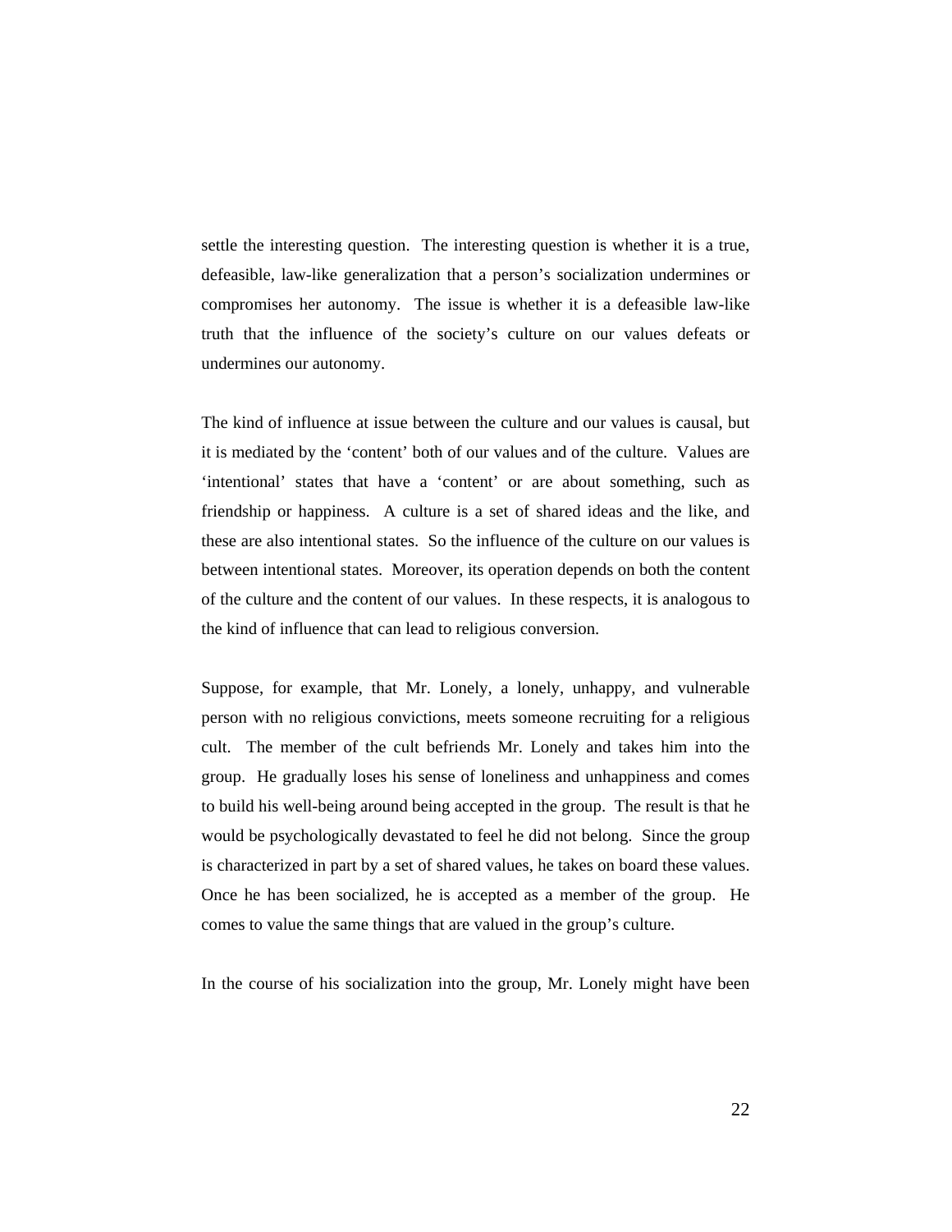settle the interesting question. The interesting question is whether it is a true, defeasible, law-like generalization that a person's socialization undermines or compromises her autonomy. The issue is whether it is a defeasible law-like truth that the influence of the society's culture on our values defeats or undermines our autonomy.

The kind of influence at issue between the culture and our values is causal, but it is mediated by the 'content' both of our values and of the culture. Values are 'intentional' states that have a 'content' or are about something, such as friendship or happiness. A culture is a set of shared ideas and the like, and these are also intentional states. So the influence of the culture on our values is between intentional states. Moreover, its operation depends on both the content of the culture and the content of our values. In these respects, it is analogous to the kind of influence that can lead to religious conversion.

Suppose, for example, that Mr. Lonely, a lonely, unhappy, and vulnerable person with no religious convictions, meets someone recruiting for a religious cult. The member of the cult befriends Mr. Lonely and takes him into the group. He gradually loses his sense of loneliness and unhappiness and comes to build his well-being around being accepted in the group. The result is that he would be psychologically devastated to feel he did not belong. Since the group is characterized in part by a set of shared values, he takes on board these values. Once he has been socialized, he is accepted as a member of the group. He comes to value the same things that are valued in the group's culture.

In the course of his socialization into the group, Mr. Lonely might have been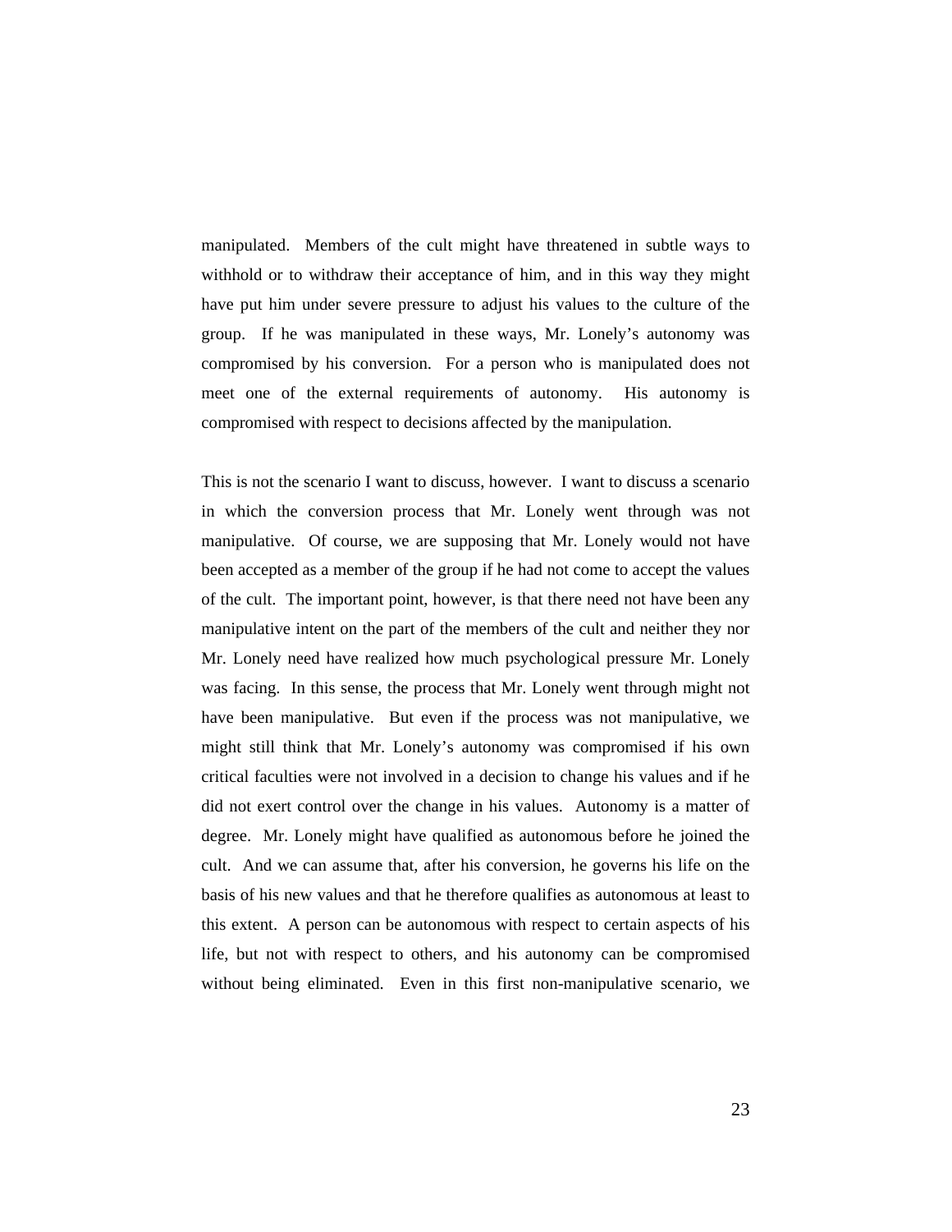manipulated. Members of the cult might have threatened in subtle ways to withhold or to withdraw their acceptance of him, and in this way they might have put him under severe pressure to adjust his values to the culture of the group. If he was manipulated in these ways, Mr. Lonely's autonomy was compromised by his conversion. For a person who is manipulated does not meet one of the external requirements of autonomy. His autonomy is compromised with respect to decisions affected by the manipulation.

This is not the scenario I want to discuss, however. I want to discuss a scenario in which the conversion process that Mr. Lonely went through was not manipulative. Of course, we are supposing that Mr. Lonely would not have been accepted as a member of the group if he had not come to accept the values of the cult. The important point, however, is that there need not have been any manipulative intent on the part of the members of the cult and neither they nor Mr. Lonely need have realized how much psychological pressure Mr. Lonely was facing. In this sense, the process that Mr. Lonely went through might not have been manipulative. But even if the process was not manipulative, we might still think that Mr. Lonely's autonomy was compromised if his own critical faculties were not involved in a decision to change his values and if he did not exert control over the change in his values. Autonomy is a matter of degree. Mr. Lonely might have qualified as autonomous before he joined the cult. And we can assume that, after his conversion, he governs his life on the basis of his new values and that he therefore qualifies as autonomous at least to this extent. A person can be autonomous with respect to certain aspects of his life, but not with respect to others, and his autonomy can be compromised without being eliminated. Even in this first non-manipulative scenario, we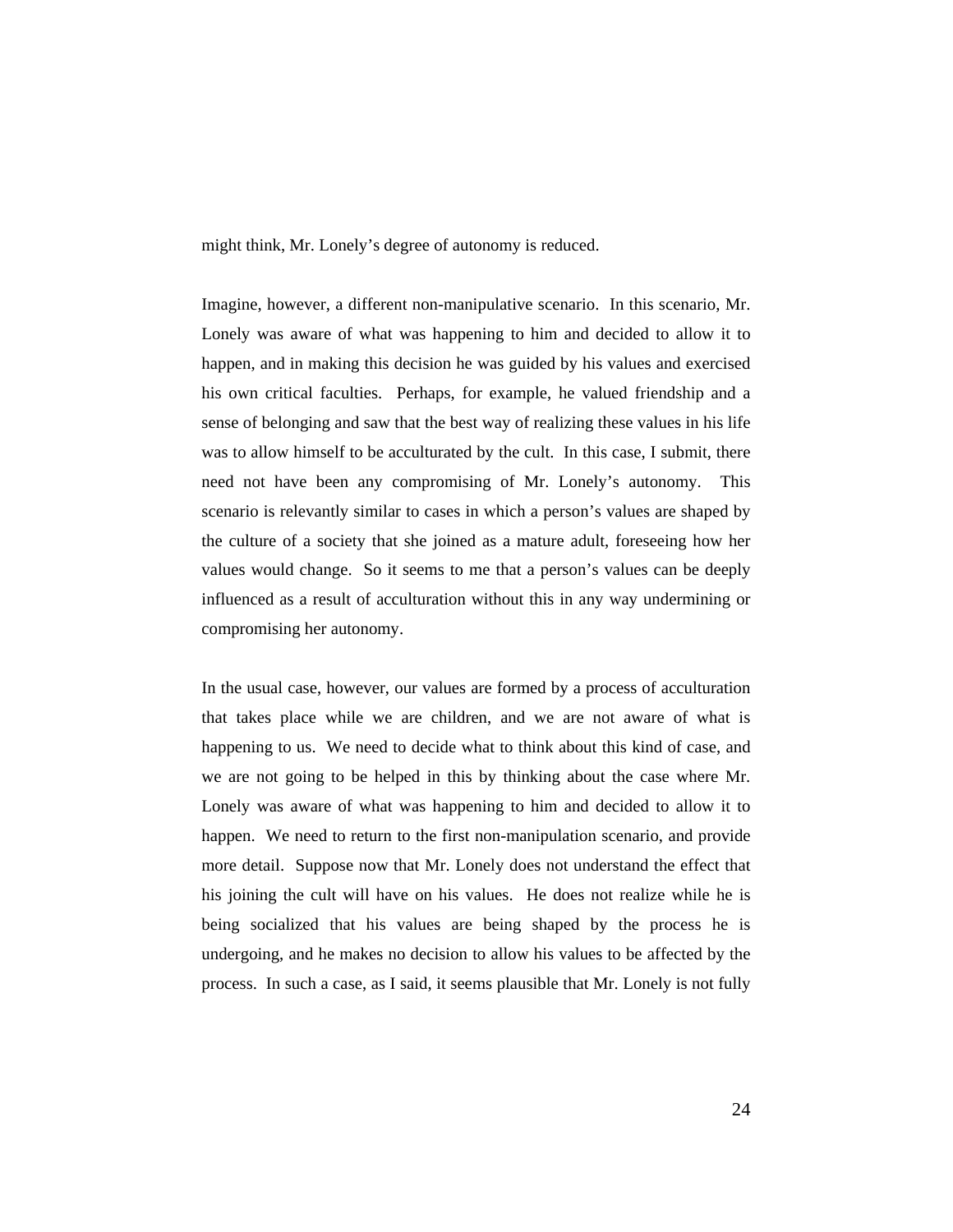might think, Mr. Lonely's degree of autonomy is reduced.

Imagine, however, a different non-manipulative scenario. In this scenario, Mr. Lonely was aware of what was happening to him and decided to allow it to happen, and in making this decision he was guided by his values and exercised his own critical faculties. Perhaps, for example, he valued friendship and a sense of belonging and saw that the best way of realizing these values in his life was to allow himself to be acculturated by the cult. In this case, I submit, there need not have been any compromising of Mr. Lonely's autonomy. This scenario is relevantly similar to cases in which a person's values are shaped by the culture of a society that she joined as a mature adult, foreseeing how her values would change. So it seems to me that a person's values can be deeply influenced as a result of acculturation without this in any way undermining or compromising her autonomy.

In the usual case, however, our values are formed by a process of acculturation that takes place while we are children, and we are not aware of what is happening to us. We need to decide what to think about this kind of case, and we are not going to be helped in this by thinking about the case where Mr. Lonely was aware of what was happening to him and decided to allow it to happen. We need to return to the first non-manipulation scenario, and provide more detail. Suppose now that Mr. Lonely does not understand the effect that his joining the cult will have on his values. He does not realize while he is being socialized that his values are being shaped by the process he is undergoing, and he makes no decision to allow his values to be affected by the process. In such a case, as I said, it seems plausible that Mr. Lonely is not fully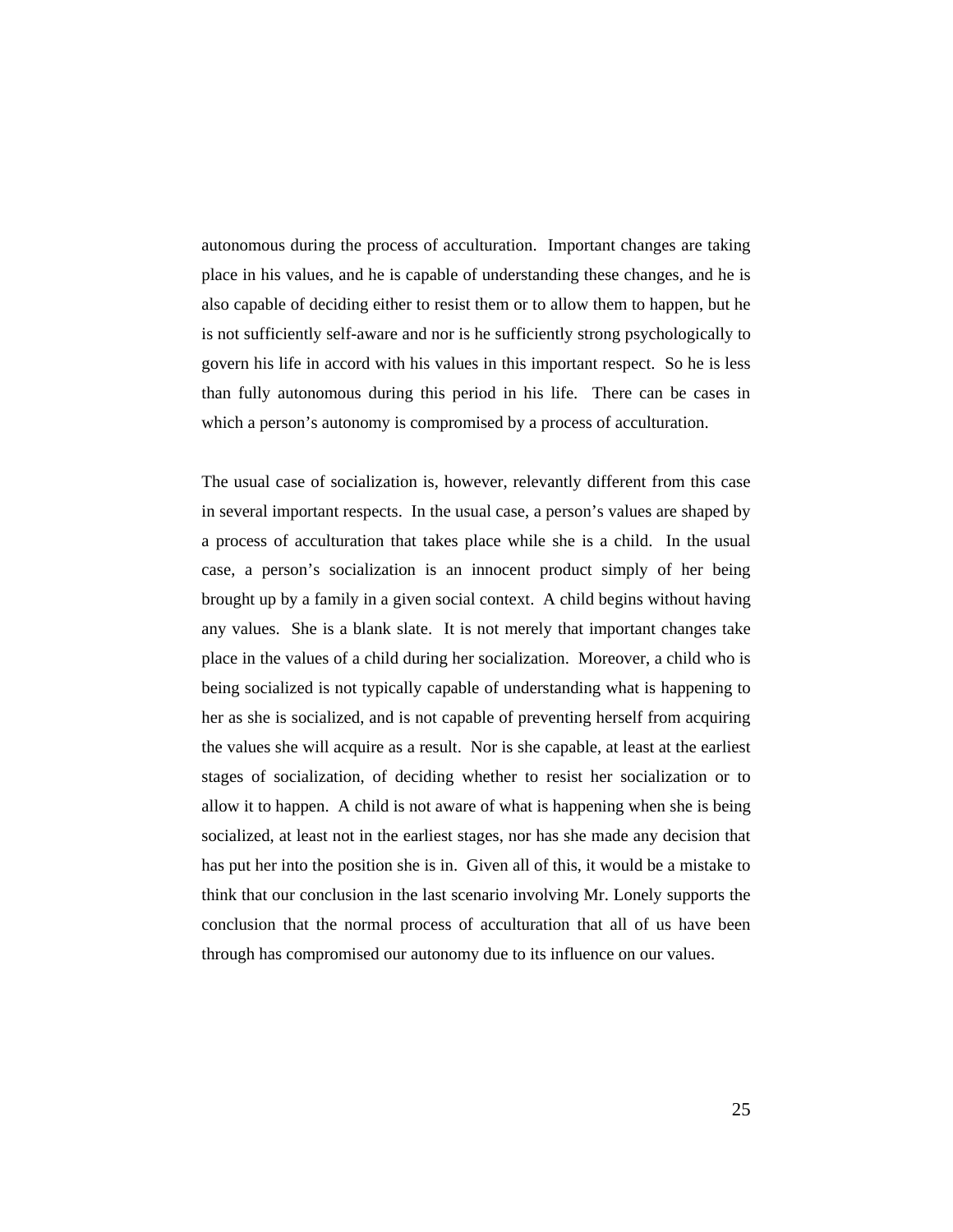autonomous during the process of acculturation. Important changes are taking place in his values, and he is capable of understanding these changes, and he is also capable of deciding either to resist them or to allow them to happen, but he is not sufficiently self-aware and nor is he sufficiently strong psychologically to govern his life in accord with his values in this important respect. So he is less than fully autonomous during this period in his life. There can be cases in which a person's autonomy is compromised by a process of acculturation.

The usual case of socialization is, however, relevantly different from this case in several important respects. In the usual case, a person's values are shaped by a process of acculturation that takes place while she is a child. In the usual case, a person's socialization is an innocent product simply of her being brought up by a family in a given social context. A child begins without having any values. She is a blank slate. It is not merely that important changes take place in the values of a child during her socialization. Moreover, a child who is being socialized is not typically capable of understanding what is happening to her as she is socialized, and is not capable of preventing herself from acquiring the values she will acquire as a result. Nor is she capable, at least at the earliest stages of socialization, of deciding whether to resist her socialization or to allow it to happen. A child is not aware of what is happening when she is being socialized, at least not in the earliest stages, nor has she made any decision that has put her into the position she is in. Given all of this, it would be a mistake to think that our conclusion in the last scenario involving Mr. Lonely supports the conclusion that the normal process of acculturation that all of us have been through has compromised our autonomy due to its influence on our values.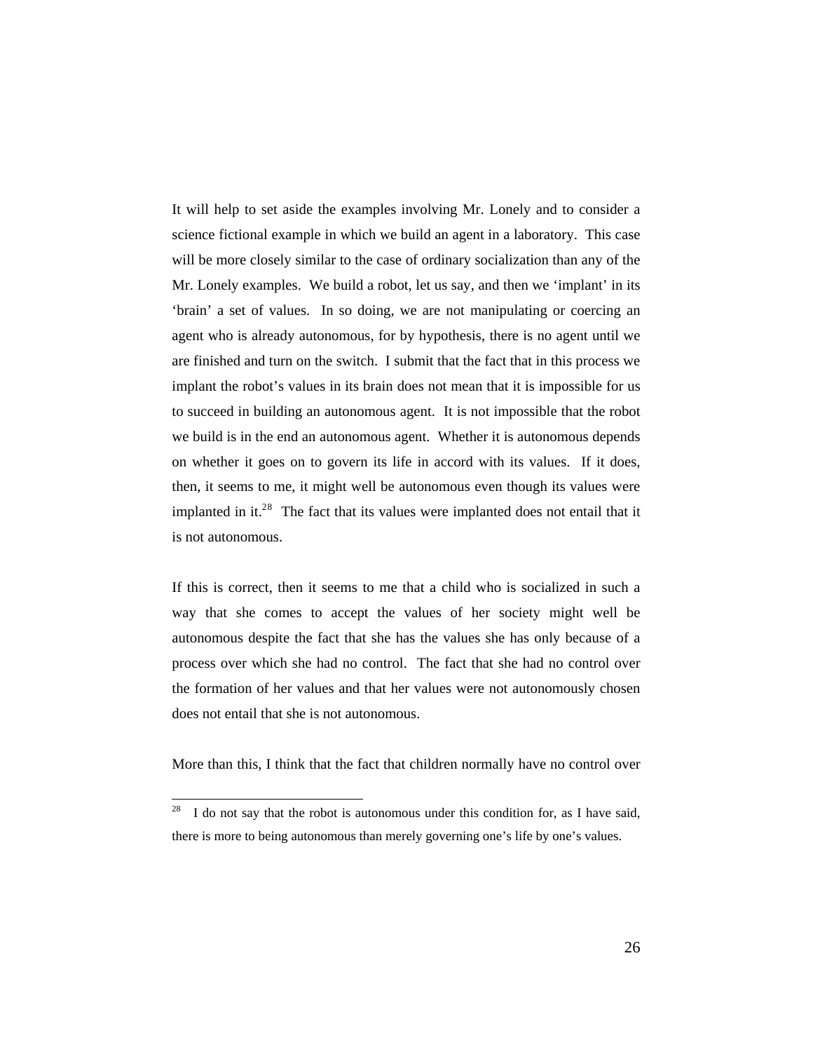It will help to set aside the examples involving Mr. Lonely and to consider a science fictional example in which we build an agent in a laboratory. This case will be more closely similar to the case of ordinary socialization than any of the Mr. Lonely examples. We build a robot, let us say, and then we 'implant' in its 'brain' a set of values. In so doing, we are not manipulating or coercing an agent who is already autonomous, for by hypothesis, there is no agent until we are finished and turn on the switch. I submit that the fact that in this process we implant the robot's values in its brain does not mean that it is impossible for us to succeed in building an autonomous agent. It is not impossible that the robot we build is in the end an autonomous agent. Whether it is autonomous depends on whether it goes on to govern its life in accord with its values. If it does, then, it seems to me, it might well be autonomous even though its values were implanted in it.[28] The fact that its values were implanted does not entail that it is not autonomous.

If this is correct, then it seems to me that a child who is socialized in such a way that she comes to accept the values of her society might well be autonomous despite the fact that she has the values she has only because of a process over which she had no control. The fact that she had no control over the formation of her values and that her values were not autonomously chosen does not entail that she is not autonomous.

More than this, I think that the fact that children normally have no control over

---

[28] I do not say that the robot is autonomous under this condition for, as I have said, there is more to being autonomous than merely governing one's life by one's values.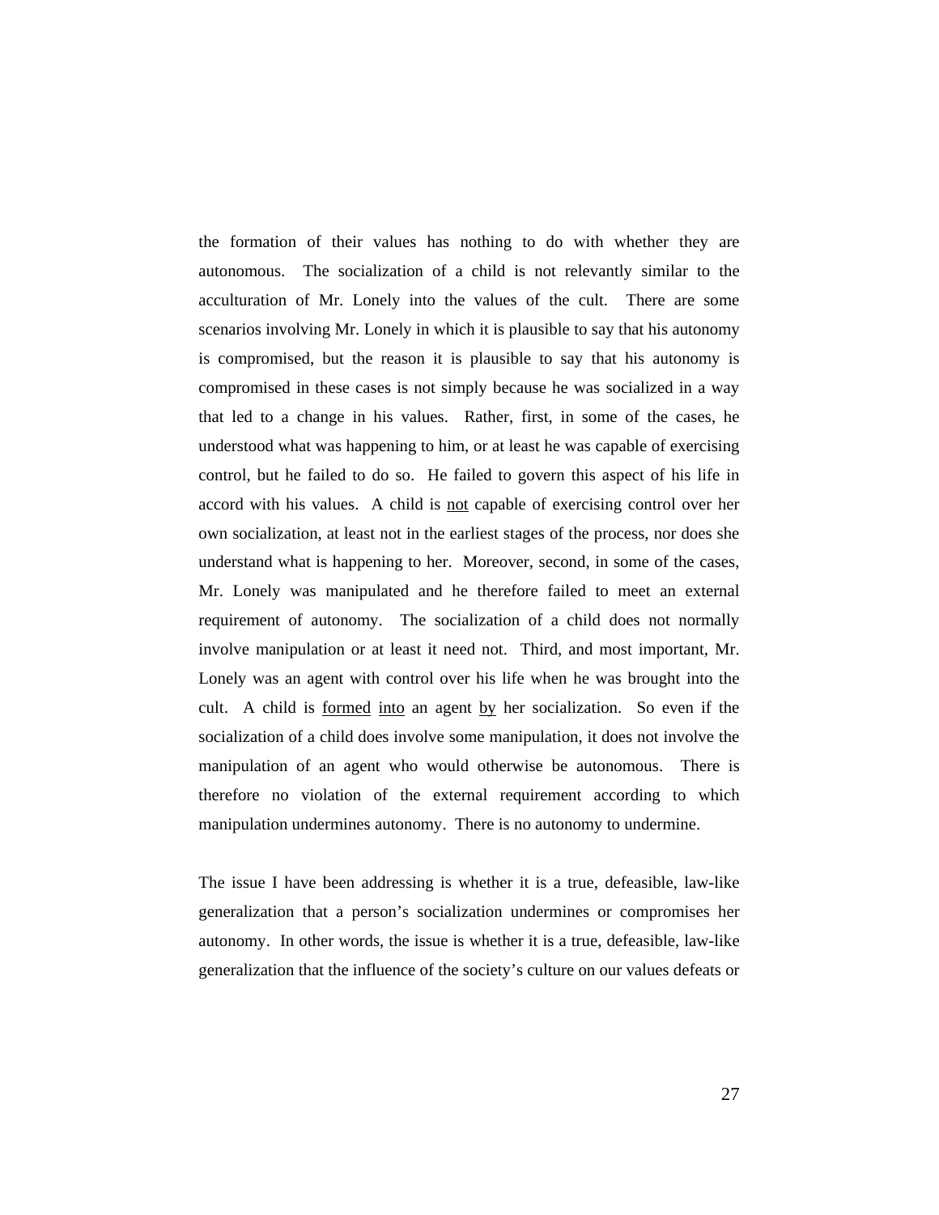the formation of their values has nothing to do with whether they are autonomous. The socialization of a child is not relevantly similar to the acculturation of Mr. Lonely into the values of the cult. There are some scenarios involving Mr. Lonely in which it is plausible to say that his autonomy is compromised, but the reason it is plausible to say that his autonomy is compromised in these cases is not simply because he was socialized in a way that led to a change in his values. Rather, first, in some of the cases, he understood what was happening to him, or at least he was capable of exercising control, but he failed to do so. He failed to govern this aspect of his life in accord with his values. A child is <u>not</u> capable of exercising control over her own socialization, at least not in the earliest stages of the process, nor does she understand what is happening to her. Moreover, second, in some of the cases, Mr. Lonely was manipulated and he therefore failed to meet an external requirement of autonomy. The socialization of a child does not normally involve manipulation or at least it need not. Third, and most important, Mr. Lonely was an agent with control over his life when he was brought into the cult. A child is <u>formed</u> <u>into</u> an agent <u>by</u> her socialization. So even if the socialization of a child does involve some manipulation, it does not involve the manipulation of an agent who would otherwise be autonomous. There is therefore no violation of the external requirement according to which manipulation undermines autonomy. There is no autonomy to undermine.

The issue I have been addressing is whether it is a true, defeasible, law-like generalization that a person's socialization undermines or compromises her autonomy. In other words, the issue is whether it is a true, defeasible, law-like generalization that the influence of the society's culture on our values defeats or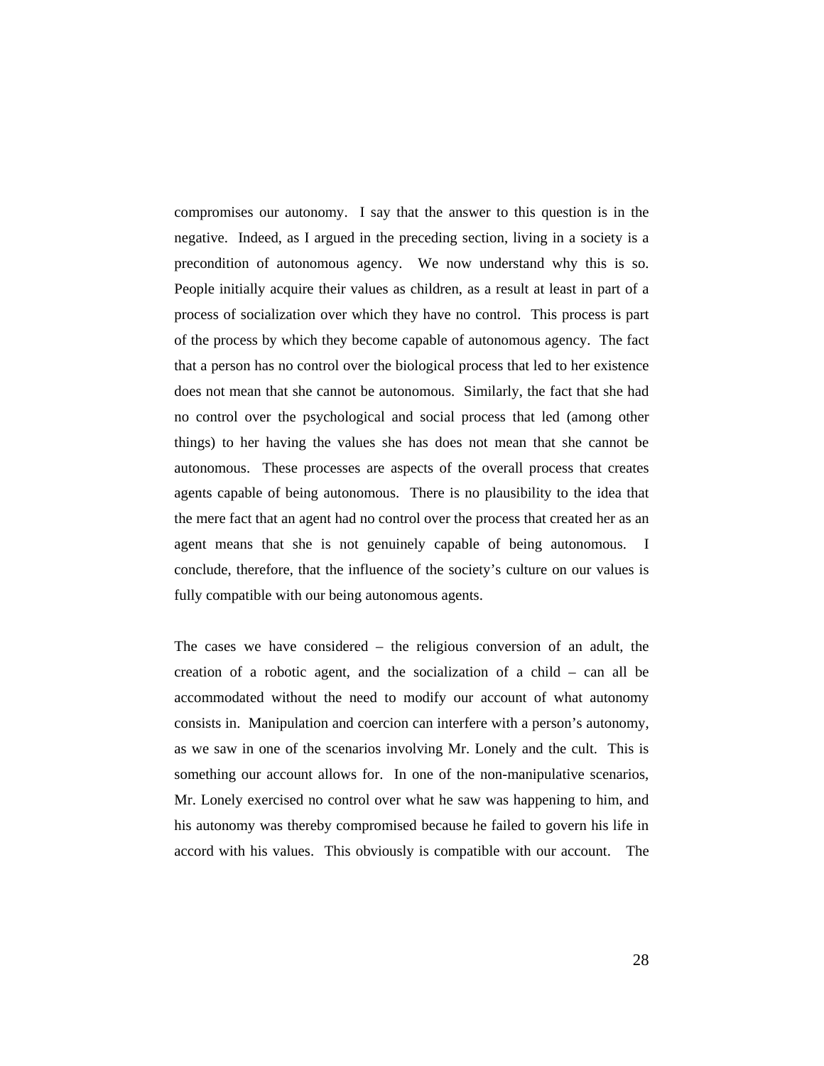compromises our autonomy. I say that the answer to this question is in the negative. Indeed, as I argued in the preceding section, living in a society is a precondition of autonomous agency. We now understand why this is so. People initially acquire their values as children, as a result at least in part of a process of socialization over which they have no control. This process is part of the process by which they become capable of autonomous agency. The fact that a person has no control over the biological process that led to her existence does not mean that she cannot be autonomous. Similarly, the fact that she had no control over the psychological and social process that led (among other things) to her having the values she has does not mean that she cannot be autonomous. These processes are aspects of the overall process that creates agents capable of being autonomous. There is no plausibility to the idea that the mere fact that an agent had no control over the process that created her as an agent means that she is not genuinely capable of being autonomous. I conclude, therefore, that the influence of the society's culture on our values is fully compatible with our being autonomous agents.

The cases we have considered – the religious conversion of an adult, the creation of a robotic agent, and the socialization of a child – can all be accommodated without the need to modify our account of what autonomy consists in. Manipulation and coercion can interfere with a person's autonomy, as we saw in one of the scenarios involving Mr. Lonely and the cult. This is something our account allows for. In one of the non-manipulative scenarios, Mr. Lonely exercised no control over what he saw was happening to him, and his autonomy was thereby compromised because he failed to govern his life in accord with his values. This obviously is compatible with our account. The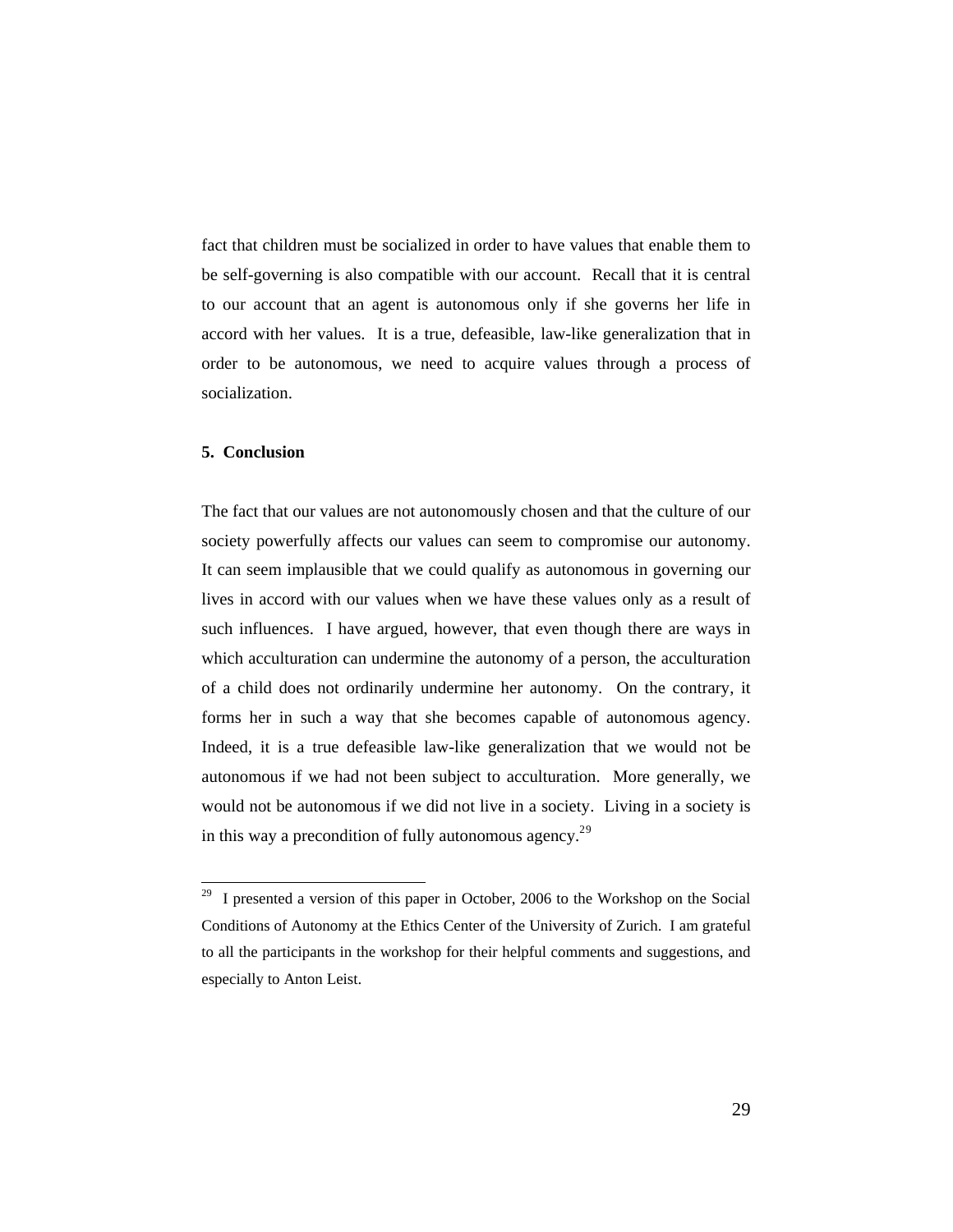fact that children must be socialized in order to have values that enable them to be self-governing is also compatible with our account. Recall that it is central to our account that an agent is autonomous only if she governs her life in accord with her values. It is a true, defeasible, law-like generalization that in order to be autonomous, we need to acquire values through a process of socialization.

## 5. Conclusion

The fact that our values are not autonomously chosen and that the culture of our society powerfully affects our values can seem to compromise our autonomy. It can seem implausible that we could qualify as autonomous in governing our lives in accord with our values when we have these values only as a result of such influences. I have argued, however, that even though there are ways in which acculturation can undermine the autonomy of a person, the acculturation of a child does not ordinarily undermine her autonomy. On the contrary, it forms her in such a way that she becomes capable of autonomous agency. Indeed, it is a true defeasible law-like generalization that we would not be autonomous if we had not been subject to acculturation. More generally, we would not be autonomous if we did not live in a society. Living in a society is in this way a precondition of fully autonomous agency.[29]

---

[29] I presented a version of this paper in October, 2006 to the Workshop on the Social Conditions of Autonomy at the Ethics Center of the University of Zurich. I am grateful to all the participants in the workshop for their helpful comments and suggestions, and especially to Anton Leist.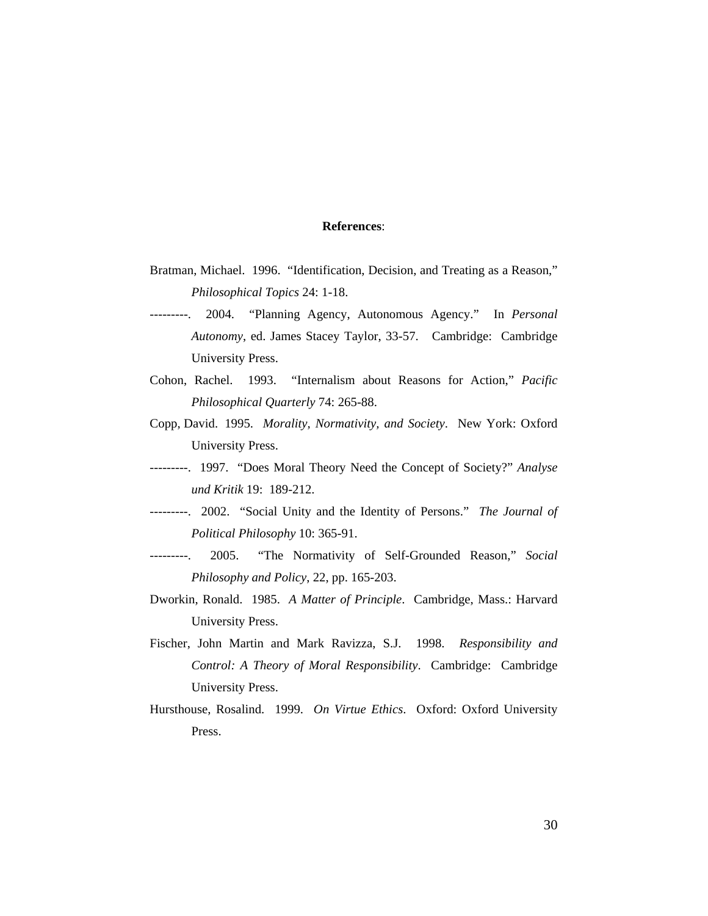**References**:

Bratman, Michael. 1996. “Identification, Decision, and Treating as a Reason,” *Philosophical Topics* 24: 1-18.

---------. 2004. “Planning Agency, Autonomous Agency.” In *Personal Autonomy*, ed. James Stacey Taylor, 33-57. Cambridge: Cambridge University Press.

Cohon, Rachel. 1993. “Internalism about Reasons for Action,” *Pacific Philosophical Quarterly* 74: 265-88.

Copp, David. 1995. *Morality, Normativity, and Society*. New York: Oxford University Press.

---------. 1997. “Does Moral Theory Need the Concept of Society?” *Analyse und Kritik* 19: 189-212.

---------. 2002. “Social Unity and the Identity of Persons.” *The Journal of Political Philosophy* 10: 365-91.

---------. 2005. “The Normativity of Self-Grounded Reason,” *Social Philosophy and Policy*, 22, pp. 165-203.

Dworkin, Ronald. 1985. *A Matter of Principle*. Cambridge, Mass.: Harvard University Press.

Fischer, John Martin and Mark Ravizza, S.J. 1998. *Responsibility and Control: A Theory of Moral Responsibility*. Cambridge: Cambridge University Press.

Hursthouse, Rosalind. 1999. *On Virtue Ethics*. Oxford: Oxford University Press.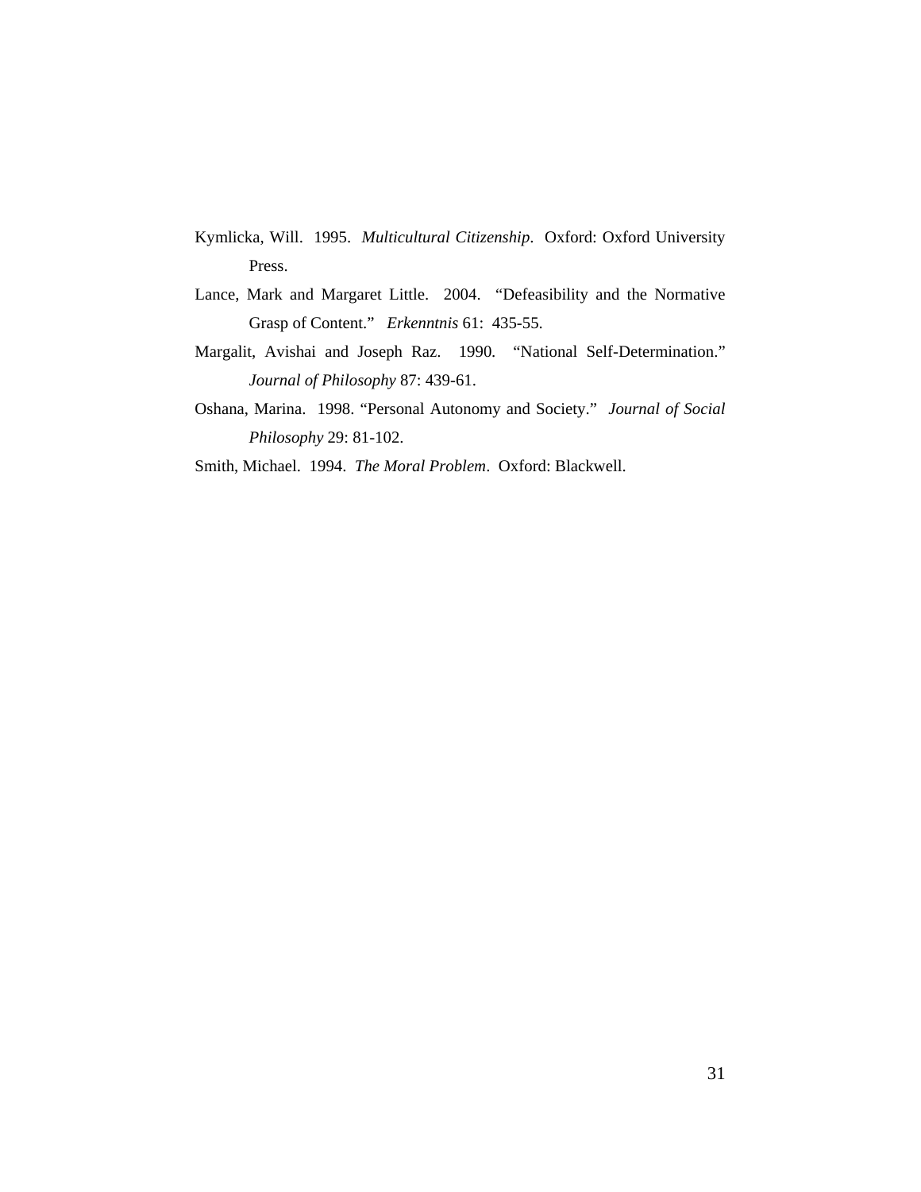Kymlicka, Will. 1995. *Multicultural Citizenship*. Oxford: Oxford University Press.

Lance, Mark and Margaret Little. 2004. "Defeasibility and the Normative Grasp of Content." *Erkenntnis* 61: 435-55.

Margalit, Avishai and Joseph Raz. 1990. "National Self-Determination." *Journal of Philosophy* 87: 439-61.

Oshana, Marina. 1998. "Personal Autonomy and Society." *Journal of Social Philosophy* 29: 81-102.

Smith, Michael. 1994. *The Moral Problem*. Oxford: Blackwell.